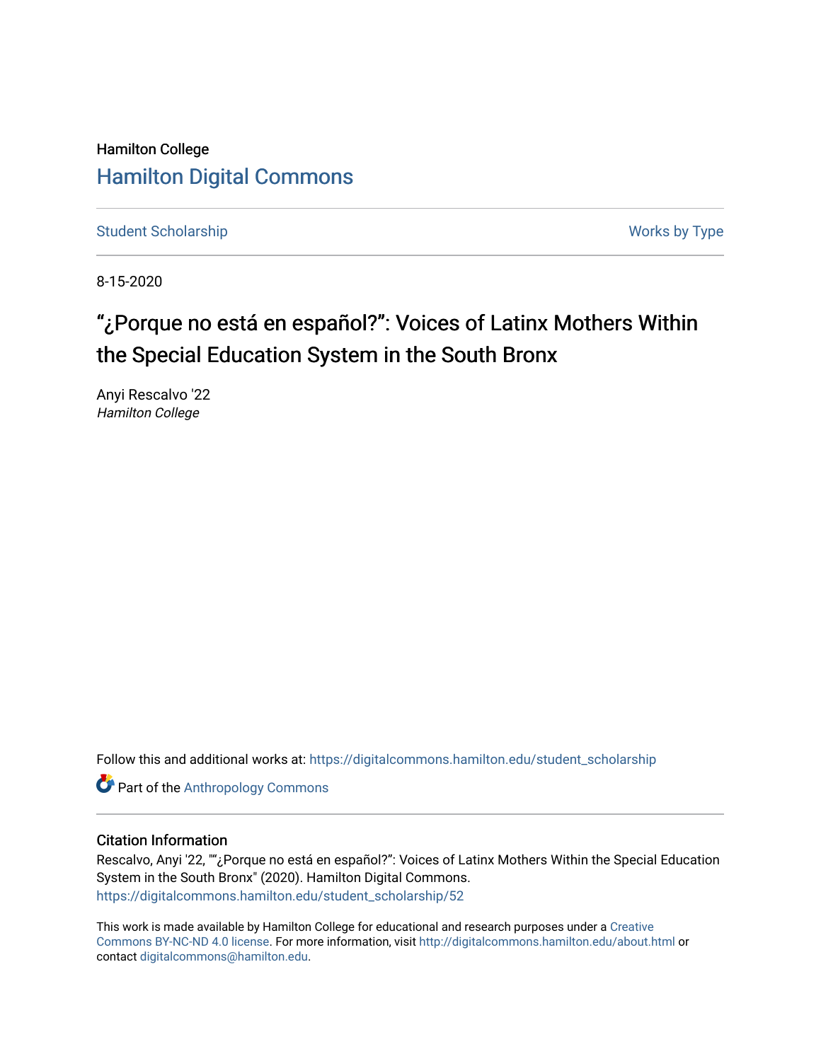Hamilton College

## Hamilton Digital Commons

Student Scholarship | Works by Type

8-15-2020

# “¿Porque no está en español?”: Voices of Latinx Mothers Within the Special Education System in the South Bronx

Anyi Rescalvo '22
*Hamilton College*

Follow this and additional works at: https://digitalcommons.hamilton.edu/student_scholarship

Part of the Anthropology Commons

### Citation Information

Rescalvo, Anyi '22, ""¿Porque no está en español?”: Voices of Latinx Mothers Within the Special Education System in the South Bronx" (2020). Hamilton Digital Commons.
https://digitalcommons.hamilton.edu/student_scholarship/52

This work is made available by Hamilton College for educational and research purposes under a Creative Commons BY-NC-ND 4.0 license. For more information, visit http://digitalcommons.hamilton.edu/about.html or contact digitalcommons@hamilton.edu.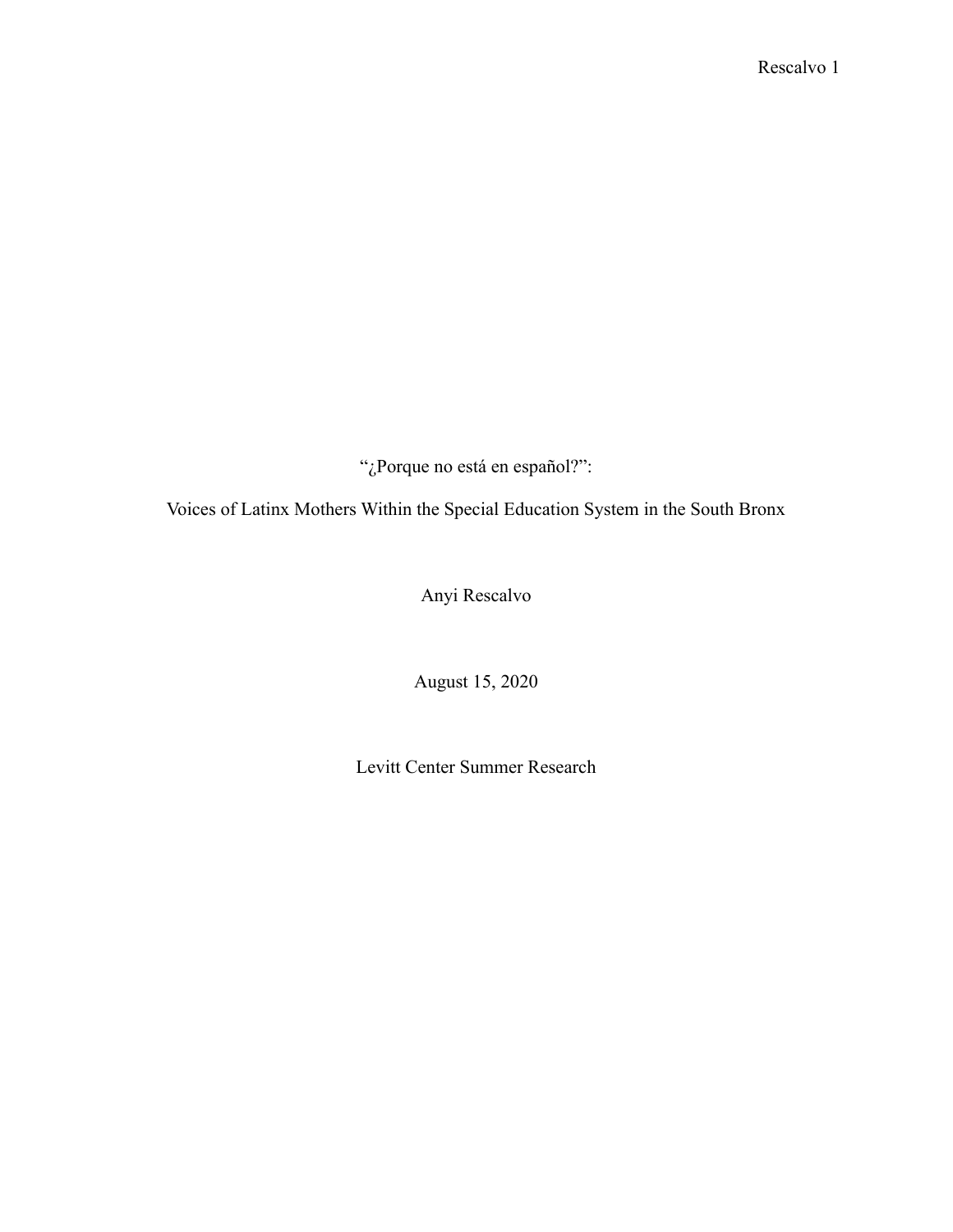# "¿Porque no está en español?":

## Voices of Latinx Mothers Within the Special Education System in the South Bronx

Anyi Rescalvo

August 15, 2020

Levitt Center Summer Research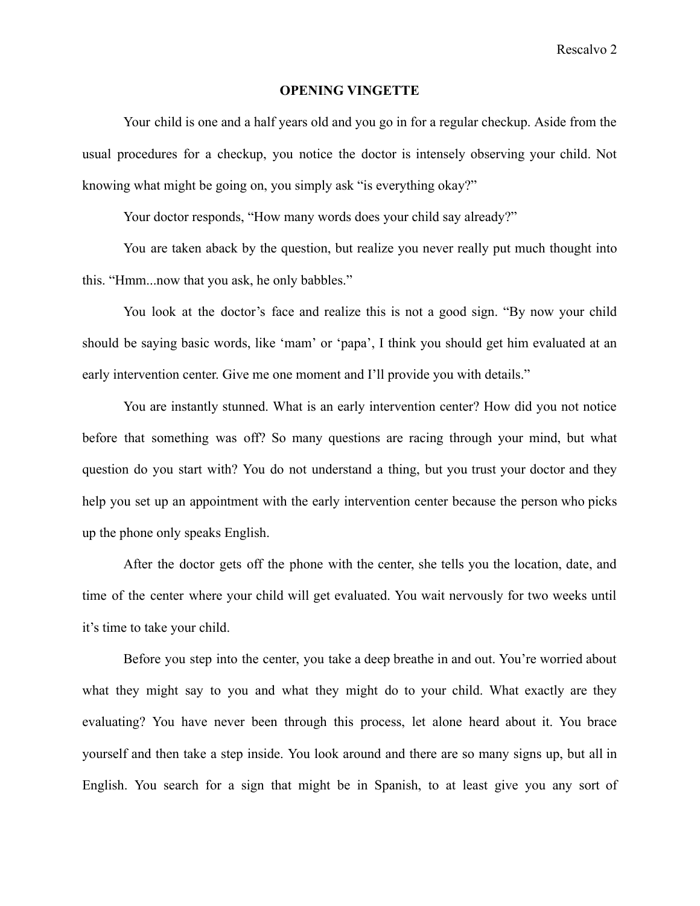## OPENING VINGETTE

Your child is one and a half years old and you go in for a regular checkup. Aside from the usual procedures for a checkup, you notice the doctor is intensely observing your child. Not knowing what might be going on, you simply ask "is everything okay?"

Your doctor responds, "How many words does your child say already?"

You are taken aback by the question, but realize you never really put much thought into this. "Hmm...now that you ask, he only babbles."

You look at the doctor's face and realize this is not a good sign. "By now your child should be saying basic words, like 'mam' or 'papa', I think you should get him evaluated at an early intervention center. Give me one moment and I'll provide you with details."

You are instantly stunned. What is an early intervention center? How did you not notice before that something was off? So many questions are racing through your mind, but what question do you start with? You do not understand a thing, but you trust your doctor and they help you set up an appointment with the early intervention center because the person who picks up the phone only speaks English.

After the doctor gets off the phone with the center, she tells you the location, date, and time of the center where your child will get evaluated. You wait nervously for two weeks until it's time to take your child.

Before you step into the center, you take a deep breathe in and out. You're worried about what they might say to you and what they might do to your child. What exactly are they evaluating? You have never been through this process, let alone heard about it. You brace yourself and then take a step inside. You look around and there are so many signs up, but all in English. You search for a sign that might be in Spanish, to at least give you any sort of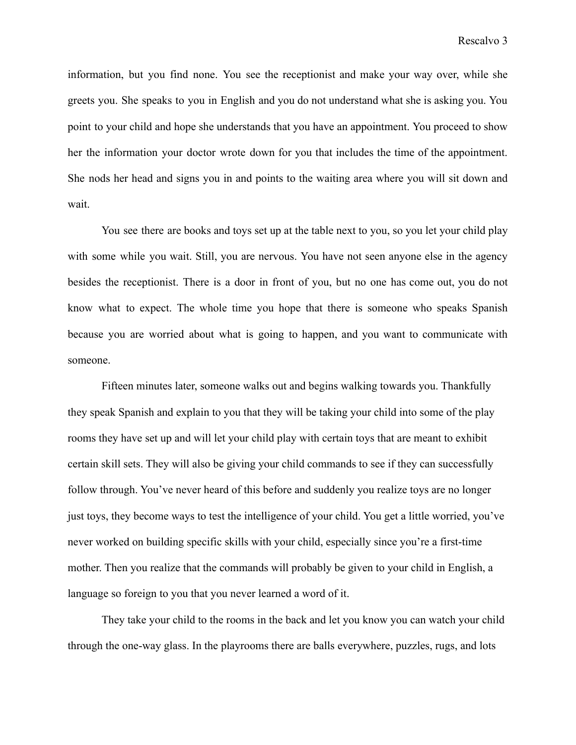information, but you find none. You see the receptionist and make your way over, while she greets you. She speaks to you in English and you do not understand what she is asking you. You point to your child and hope she understands that you have an appointment. You proceed to show her the information your doctor wrote down for you that includes the time of the appointment. She nods her head and signs you in and points to the waiting area where you will sit down and wait.

You see there are books and toys set up at the table next to you, so you let your child play with some while you wait. Still, you are nervous. You have not seen anyone else in the agency besides the receptionist. There is a door in front of you, but no one has come out, you do not know what to expect. The whole time you hope that there is someone who speaks Spanish because you are worried about what is going to happen, and you want to communicate with someone.

Fifteen minutes later, someone walks out and begins walking towards you. Thankfully they speak Spanish and explain to you that they will be taking your child into some of the play rooms they have set up and will let your child play with certain toys that are meant to exhibit certain skill sets. They will also be giving your child commands to see if they can successfully follow through. You've never heard of this before and suddenly you realize toys are no longer just toys, they become ways to test the intelligence of your child. You get a little worried, you've never worked on building specific skills with your child, especially since you're a first-time mother. Then you realize that the commands will probably be given to your child in English, a language so foreign to you that you never learned a word of it.

They take your child to the rooms in the back and let you know you can watch your child through the one-way glass. In the playrooms there are balls everywhere, puzzles, rugs, and lots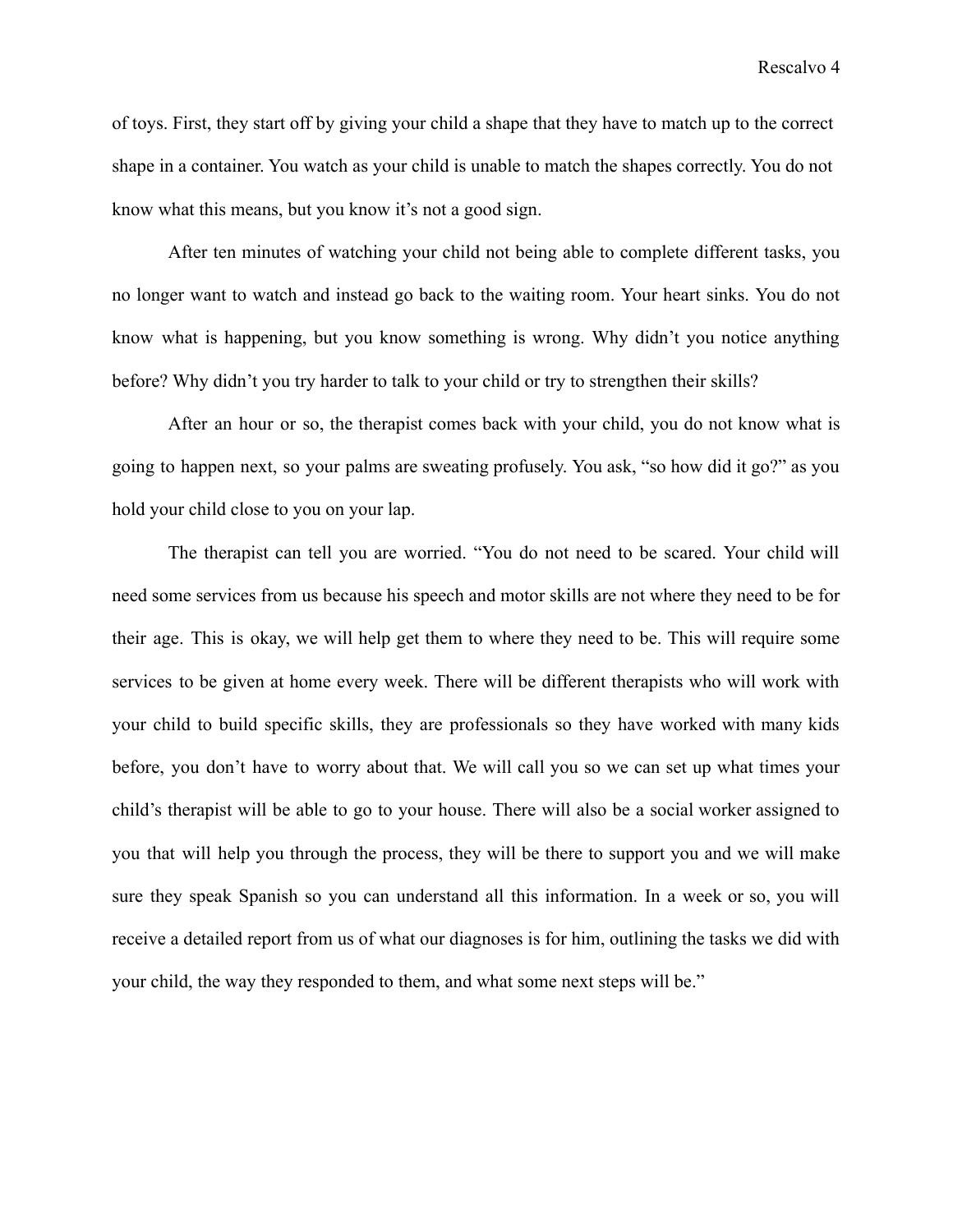of toys. First, they start off by giving your child a shape that they have to match up to the correct shape in a container. You watch as your child is unable to match the shapes correctly. You do not know what this means, but you know it's not a good sign.

After ten minutes of watching your child not being able to complete different tasks, you no longer want to watch and instead go back to the waiting room. Your heart sinks. You do not know what is happening, but you know something is wrong. Why didn't you notice anything before? Why didn't you try harder to talk to your child or try to strengthen their skills?

After an hour or so, the therapist comes back with your child, you do not know what is going to happen next, so your palms are sweating profusely. You ask, "so how did it go?" as you hold your child close to you on your lap.

The therapist can tell you are worried. "You do not need to be scared. Your child will need some services from us because his speech and motor skills are not where they need to be for their age. This is okay, we will help get them to where they need to be. This will require some services to be given at home every week. There will be different therapists who will work with your child to build specific skills, they are professionals so they have worked with many kids before, you don't have to worry about that. We will call you so we can set up what times your child's therapist will be able to go to your house. There will also be a social worker assigned to you that will help you through the process, they will be there to support you and we will make sure they speak Spanish so you can understand all this information. In a week or so, you will receive a detailed report from us of what our diagnoses is for him, outlining the tasks we did with your child, the way they responded to them, and what some next steps will be."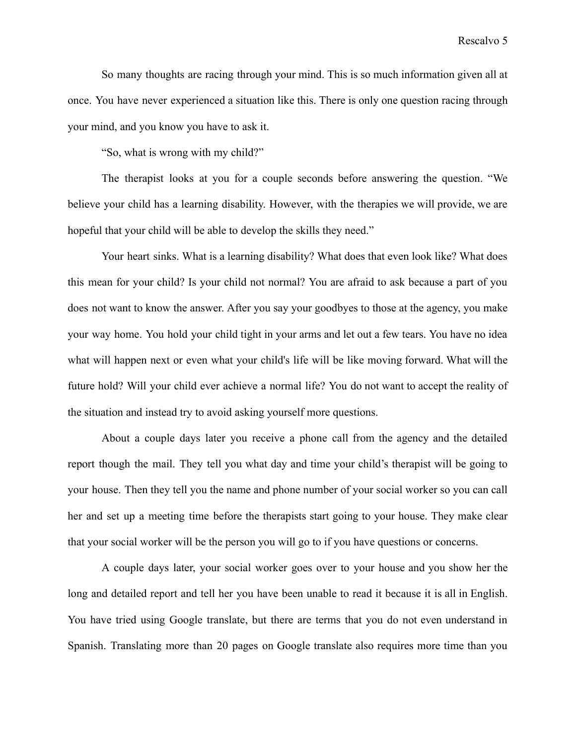So many thoughts are racing through your mind. This is so much information given all at once. You have never experienced a situation like this. There is only one question racing through your mind, and you know you have to ask it.

"So, what is wrong with my child?"

The therapist looks at you for a couple seconds before answering the question. "We believe your child has a learning disability. However, with the therapies we will provide, we are hopeful that your child will be able to develop the skills they need."

Your heart sinks. What is a learning disability? What does that even look like? What does this mean for your child? Is your child not normal? You are afraid to ask because a part of you does not want to know the answer. After you say your goodbyes to those at the agency, you make your way home. You hold your child tight in your arms and let out a few tears. You have no idea what will happen next or even what your child's life will be like moving forward. What will the future hold? Will your child ever achieve a normal life? You do not want to accept the reality of the situation and instead try to avoid asking yourself more questions.

About a couple days later you receive a phone call from the agency and the detailed report though the mail. They tell you what day and time your child's therapist will be going to your house. Then they tell you the name and phone number of your social worker so you can call her and set up a meeting time before the therapists start going to your house. They make clear that your social worker will be the person you will go to if you have questions or concerns.

A couple days later, your social worker goes over to your house and you show her the long and detailed report and tell her you have been unable to read it because it is all in English. You have tried using Google translate, but there are terms that you do not even understand in Spanish. Translating more than 20 pages on Google translate also requires more time than you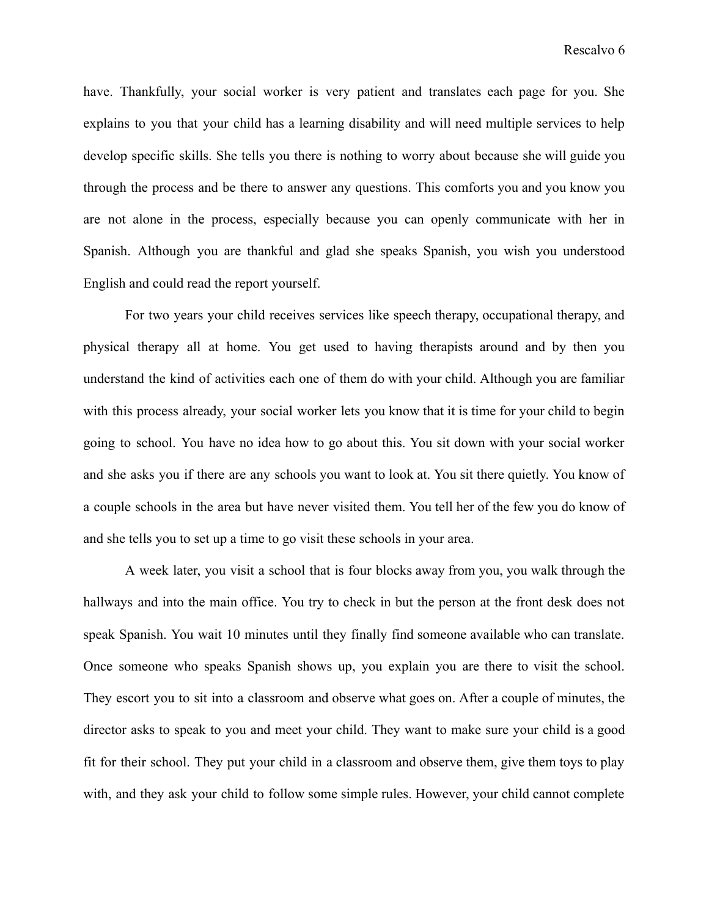have. Thankfully, your social worker is very patient and translates each page for you. She explains to you that your child has a learning disability and will need multiple services to help develop specific skills. She tells you there is nothing to worry about because she will guide you through the process and be there to answer any questions. This comforts you and you know you are not alone in the process, especially because you can openly communicate with her in Spanish. Although you are thankful and glad she speaks Spanish, you wish you understood English and could read the report yourself.

For two years your child receives services like speech therapy, occupational therapy, and physical therapy all at home. You get used to having therapists around and by then you understand the kind of activities each one of them do with your child. Although you are familiar with this process already, your social worker lets you know that it is time for your child to begin going to school. You have no idea how to go about this. You sit down with your social worker and she asks you if there are any schools you want to look at. You sit there quietly. You know of a couple schools in the area but have never visited them. You tell her of the few you do know of and she tells you to set up a time to go visit these schools in your area.

A week later, you visit a school that is four blocks away from you, you walk through the hallways and into the main office. You try to check in but the person at the front desk does not speak Spanish. You wait 10 minutes until they finally find someone available who can translate. Once someone who speaks Spanish shows up, you explain you are there to visit the school. They escort you to sit into a classroom and observe what goes on. After a couple of minutes, the director asks to speak to you and meet your child. They want to make sure your child is a good fit for their school. They put your child in a classroom and observe them, give them toys to play with, and they ask your child to follow some simple rules. However, your child cannot complete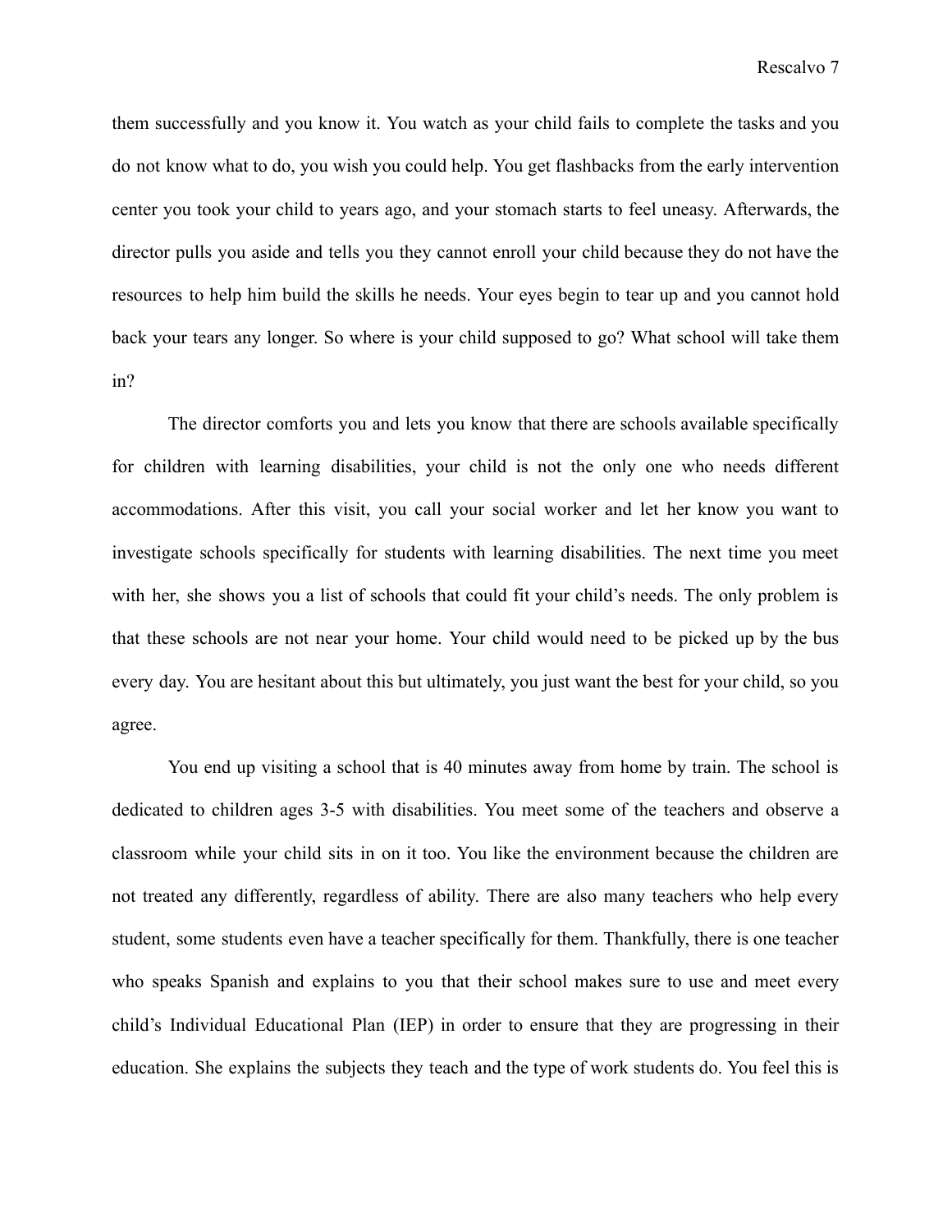them successfully and you know it. You watch as your child fails to complete the tasks and you do not know what to do, you wish you could help. You get flashbacks from the early intervention center you took your child to years ago, and your stomach starts to feel uneasy. Afterwards, the director pulls you aside and tells you they cannot enroll your child because they do not have the resources to help him build the skills he needs. Your eyes begin to tear up and you cannot hold back your tears any longer. So where is your child supposed to go? What school will take them in?

The director comforts you and lets you know that there are schools available specifically for children with learning disabilities, your child is not the only one who needs different accommodations. After this visit, you call your social worker and let her know you want to investigate schools specifically for students with learning disabilities. The next time you meet with her, she shows you a list of schools that could fit your child's needs. The only problem is that these schools are not near your home. Your child would need to be picked up by the bus every day. You are hesitant about this but ultimately, you just want the best for your child, so you agree.

You end up visiting a school that is 40 minutes away from home by train. The school is dedicated to children ages 3-5 with disabilities. You meet some of the teachers and observe a classroom while your child sits in on it too. You like the environment because the children are not treated any differently, regardless of ability. There are also many teachers who help every student, some students even have a teacher specifically for them. Thankfully, there is one teacher who speaks Spanish and explains to you that their school makes sure to use and meet every child's Individual Educational Plan (IEP) in order to ensure that they are progressing in their education. She explains the subjects they teach and the type of work students do. You feel this is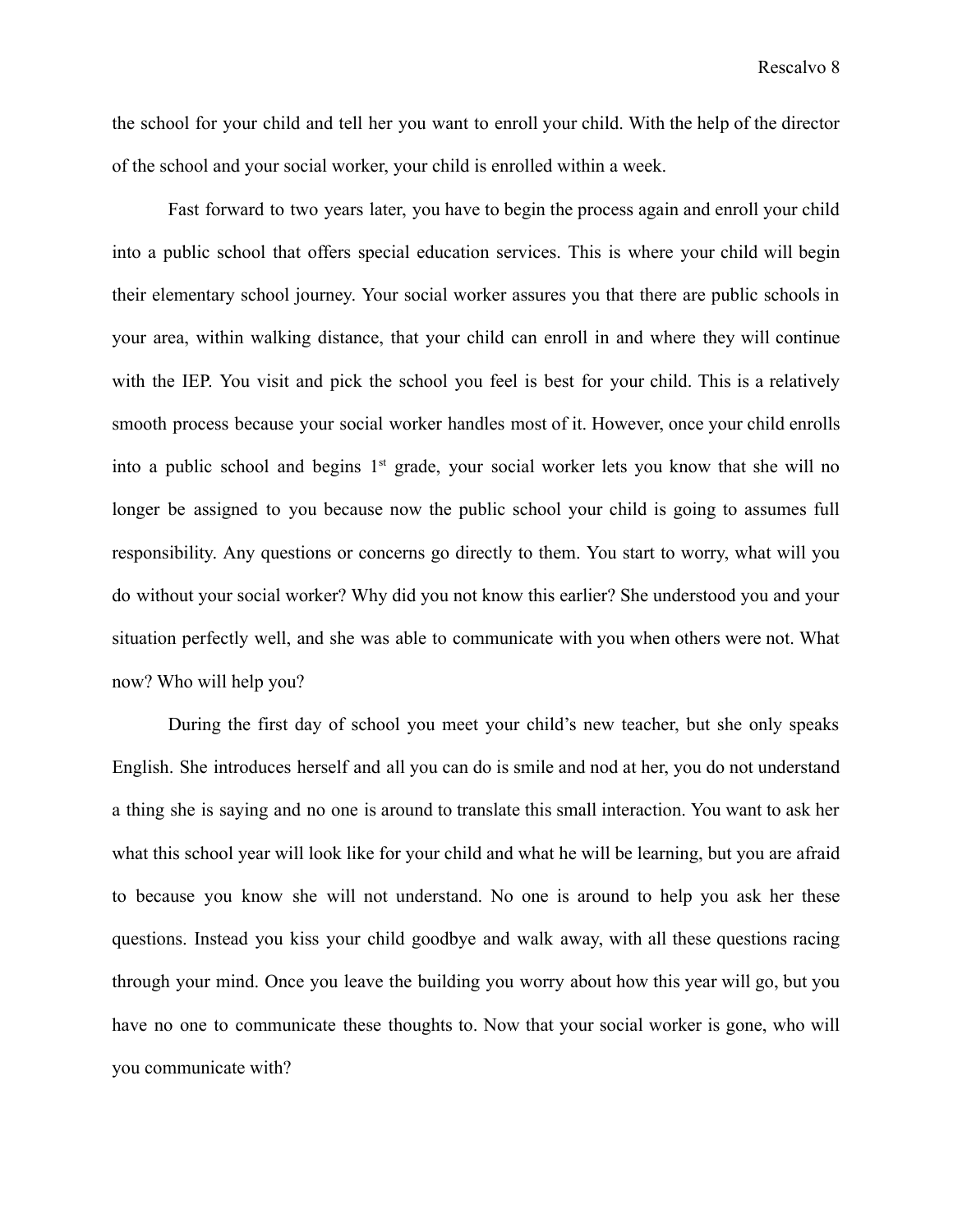the school for your child and tell her you want to enroll your child. With the help of the director of the school and your social worker, your child is enrolled within a week.

Fast forward to two years later, you have to begin the process again and enroll your child into a public school that offers special education services. This is where your child will begin their elementary school journey. Your social worker assures you that there are public schools in your area, within walking distance, that your child can enroll in and where they will continue with the IEP. You visit and pick the school you feel is best for your child. This is a relatively smooth process because your social worker handles most of it. However, once your child enrolls into a public school and begins 1st grade, your social worker lets you know that she will no longer be assigned to you because now the public school your child is going to assumes full responsibility. Any questions or concerns go directly to them. You start to worry, what will you do without your social worker? Why did you not know this earlier? She understood you and your situation perfectly well, and she was able to communicate with you when others were not. What now? Who will help you?

During the first day of school you meet your child's new teacher, but she only speaks English. She introduces herself and all you can do is smile and nod at her, you do not understand a thing she is saying and no one is around to translate this small interaction. You want to ask her what this school year will look like for your child and what he will be learning, but you are afraid to because you know she will not understand. No one is around to help you ask her these questions. Instead you kiss your child goodbye and walk away, with all these questions racing through your mind. Once you leave the building you worry about how this year will go, but you have no one to communicate these thoughts to. Now that your social worker is gone, who will you communicate with?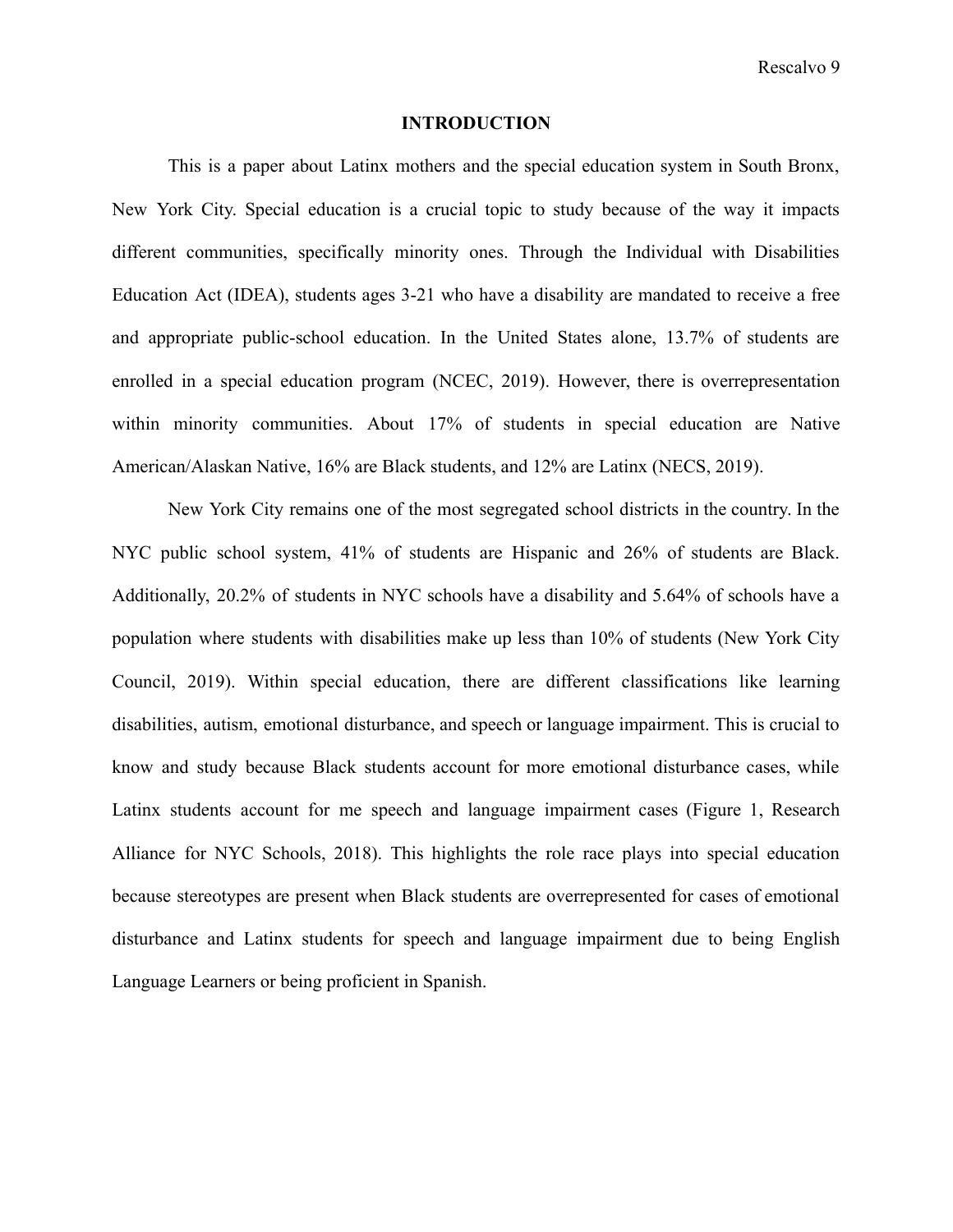## INTRODUCTION

This is a paper about Latinx mothers and the special education system in South Bronx, New York City. Special education is a crucial topic to study because of the way it impacts different communities, specifically minority ones. Through the Individual with Disabilities Education Act (IDEA), students ages 3-21 who have a disability are mandated to receive a free and appropriate public-school education. In the United States alone, 13.7% of students are enrolled in a special education program (NCEC, 2019). However, there is overrepresentation within minority communities. About 17% of students in special education are Native American/Alaskan Native, 16% are Black students, and 12% are Latinx (NECS, 2019).

New York City remains one of the most segregated school districts in the country. In the NYC public school system, 41% of students are Hispanic and 26% of students are Black. Additionally, 20.2% of students in NYC schools have a disability and 5.64% of schools have a population where students with disabilities make up less than 10% of students (New York City Council, 2019). Within special education, there are different classifications like learning disabilities, autism, emotional disturbance, and speech or language impairment. This is crucial to know and study because Black students account for more emotional disturbance cases, while Latinx students account for me speech and language impairment cases (Figure 1, Research Alliance for NYC Schools, 2018). This highlights the role race plays into special education because stereotypes are present when Black students are overrepresented for cases of emotional disturbance and Latinx students for speech and language impairment due to being English Language Learners or being proficient in Spanish.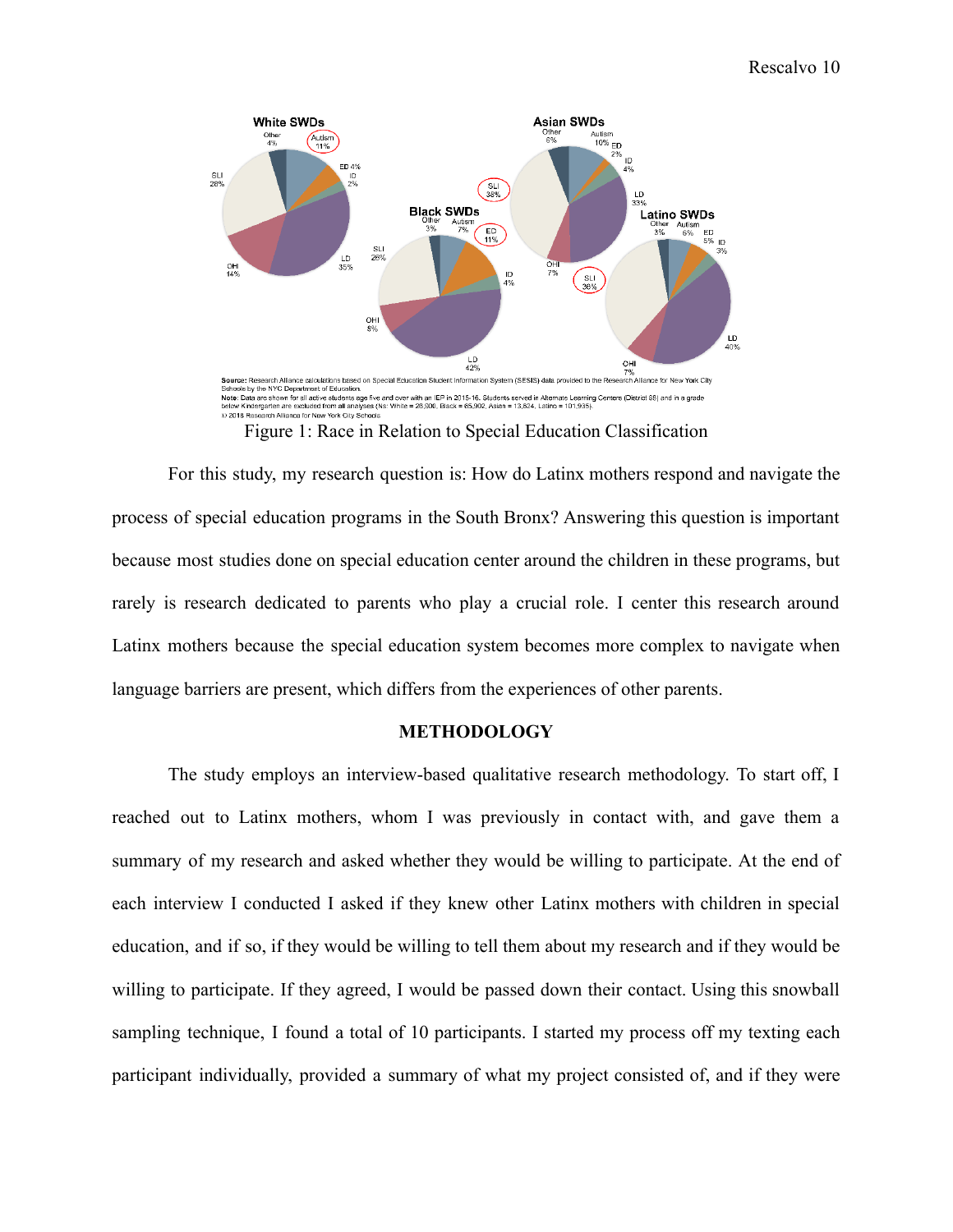Source: Research Alliance calculations based on Special Education Student Information System (SESIS) data provided to the Research Alliance for New York City Schools by the NYC Department of Education.
Note: Data are shown for all active students age five and over with an IEP in 2015-16. Students served in Alternate Learning Centers (District 88) and in a grade below Kindergarten are excluded from all analyses (Ns: White = 28,500, Black = 65,902, Asian = 13,624, Latino = 101,935).
© 2018 Research Alliance for New York City Schools

Figure 1: Race in Relation to Special Education Classification

For this study, my research question is: How do Latinx mothers respond and navigate the process of special education programs in the South Bronx? Answering this question is important because most studies done on special education center around the children in these programs, but rarely is research dedicated to parents who play a crucial role. I center this research around Latinx mothers because the special education system becomes more complex to navigate when language barriers are present, which differs from the experiences of other parents.

## METHODOLOGY

The study employs an interview-based qualitative research methodology. To start off, I reached out to Latinx mothers, whom I was previously in contact with, and gave them a summary of my research and asked whether they would be willing to participate. At the end of each interview I conducted I asked if they knew other Latinx mothers with children in special education, and if so, if they would be willing to tell them about my research and if they would be willing to participate. If they agreed, I would be passed down their contact. Using this snowball sampling technique, I found a total of 10 participants. I started my process off my texting each participant individually, provided a summary of what my project consisted of, and if they were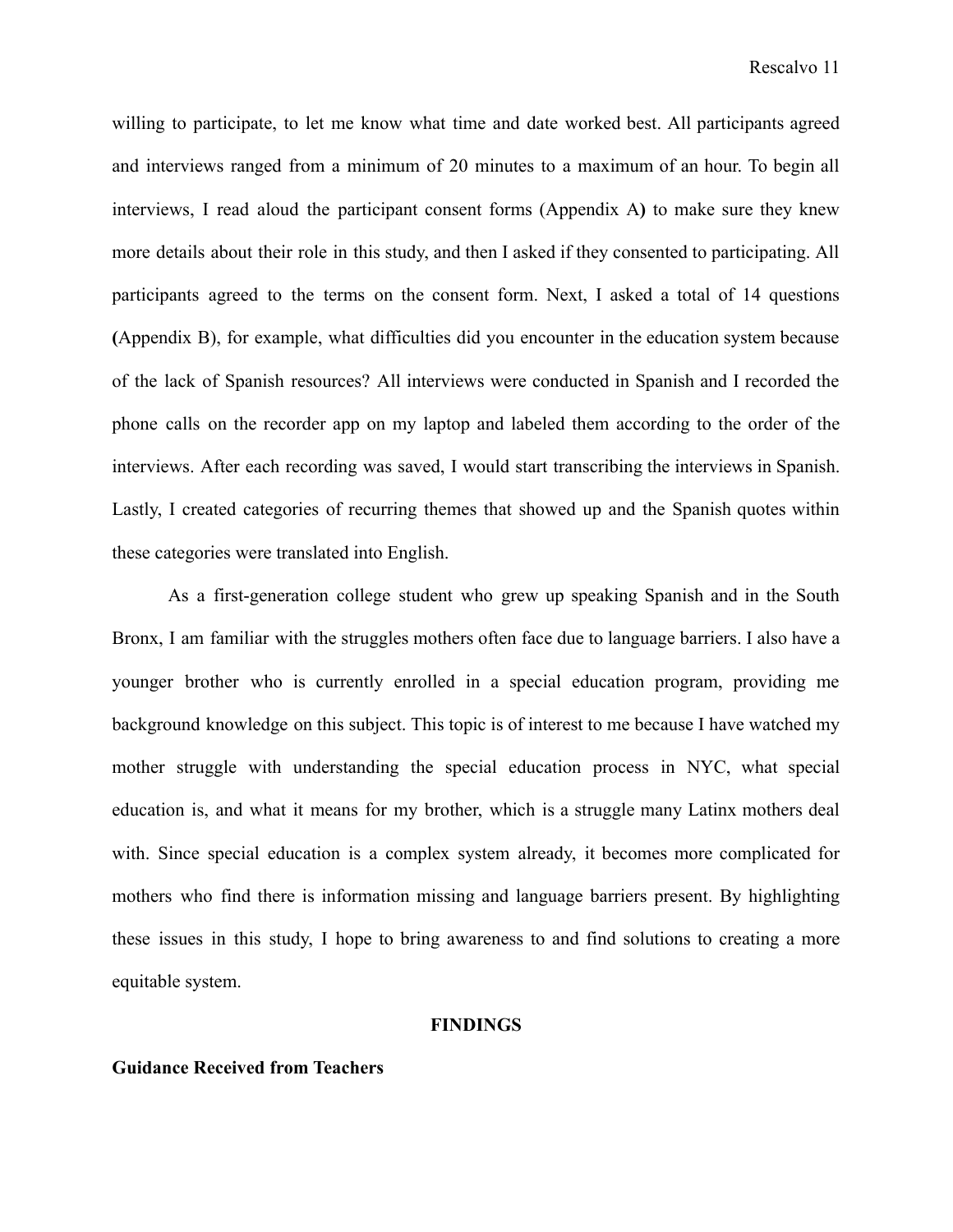willing to participate, to let me know what time and date worked best. All participants agreed and interviews ranged from a minimum of 20 minutes to a maximum of an hour. To begin all interviews, I read aloud the participant consent forms (Appendix A**)** to make sure they knew more details about their role in this study, and then I asked if they consented to participating. All participants agreed to the terms on the consent form. Next, I asked a total of 14 questions **(**Appendix B), for example, what difficulties did you encounter in the education system because of the lack of Spanish resources? All interviews were conducted in Spanish and I recorded the phone calls on the recorder app on my laptop and labeled them according to the order of the interviews. After each recording was saved, I would start transcribing the interviews in Spanish. Lastly, I created categories of recurring themes that showed up and the Spanish quotes within these categories were translated into English.

As a first-generation college student who grew up speaking Spanish and in the South Bronx, I am familiar with the struggles mothers often face due to language barriers. I also have a younger brother who is currently enrolled in a special education program, providing me background knowledge on this subject. This topic is of interest to me because I have watched my mother struggle with understanding the special education process in NYC, what special education is, and what it means for my brother, which is a struggle many Latinx mothers deal with. Since special education is a complex system already, it becomes more complicated for mothers who find there is information missing and language barriers present. By highlighting these issues in this study, I hope to bring awareness to and find solutions to creating a more equitable system.

## FINDINGS

### Guidance Received from Teachers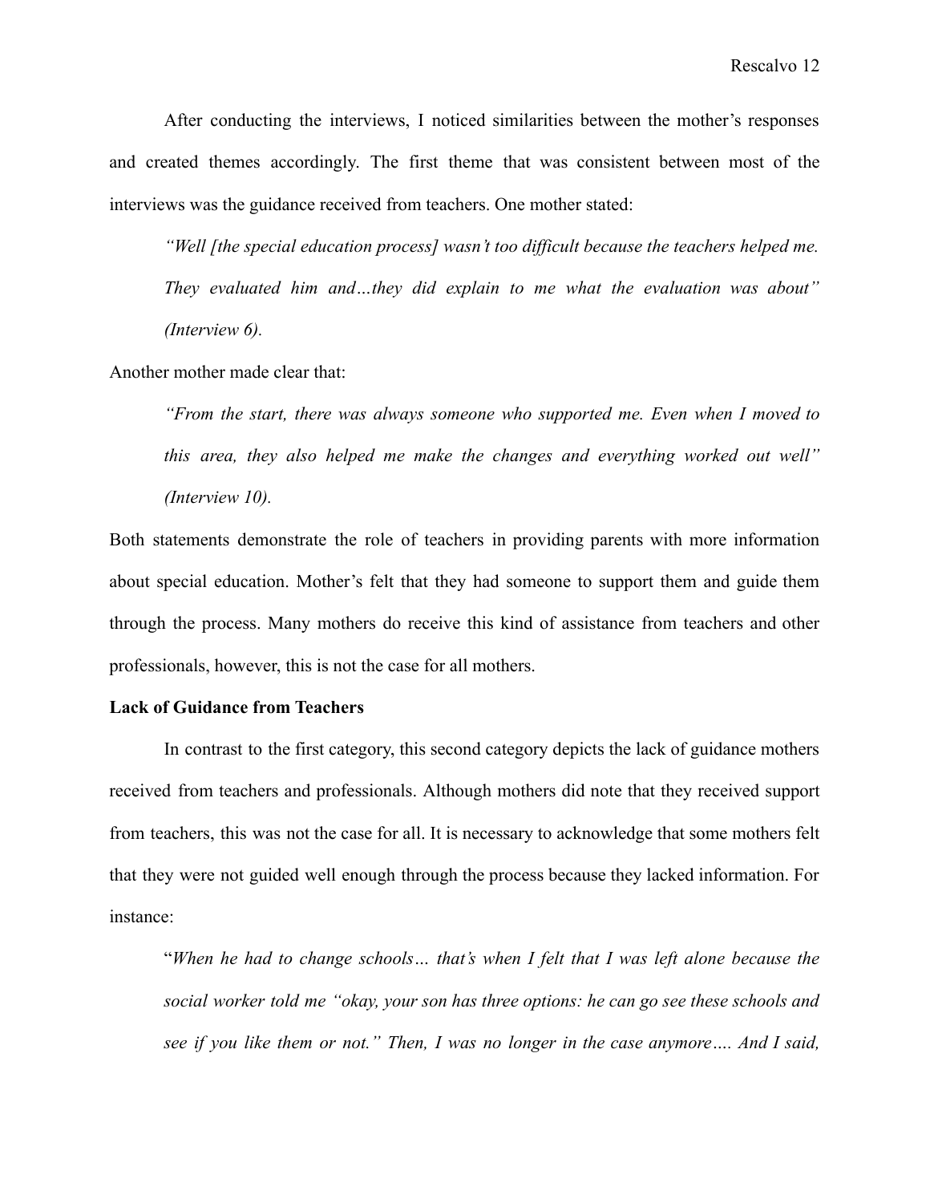After conducting the interviews, I noticed similarities between the mother's responses and created themes accordingly. The first theme that was consistent between most of the interviews was the guidance received from teachers. One mother stated:

> *"Well [the special education process] wasn't too difficult because the teachers helped me. They evaluated him and…they did explain to me what the evaluation was about" (Interview 6).*

Another mother made clear that:

> *"From the start, there was always someone who supported me. Even when I moved to this area, they also helped me make the changes and everything worked out well" (Interview 10).*

Both statements demonstrate the role of teachers in providing parents with more information about special education. Mother's felt that they had someone to support them and guide them through the process. Many mothers do receive this kind of assistance from teachers and other professionals, however, this is not the case for all mothers.

**Lack of Guidance from Teachers**

In contrast to the first category, this second category depicts the lack of guidance mothers received from teachers and professionals. Although mothers did note that they received support from teachers, this was not the case for all. It is necessary to acknowledge that some mothers felt that they were not guided well enough through the process because they lacked information. For instance:

> "*When he had to change schools… that's when I felt that I was left alone because the social worker told me "okay, your son has three options: he can go see these schools and see if you like them or not." Then, I was no longer in the case anymore…. And I said,*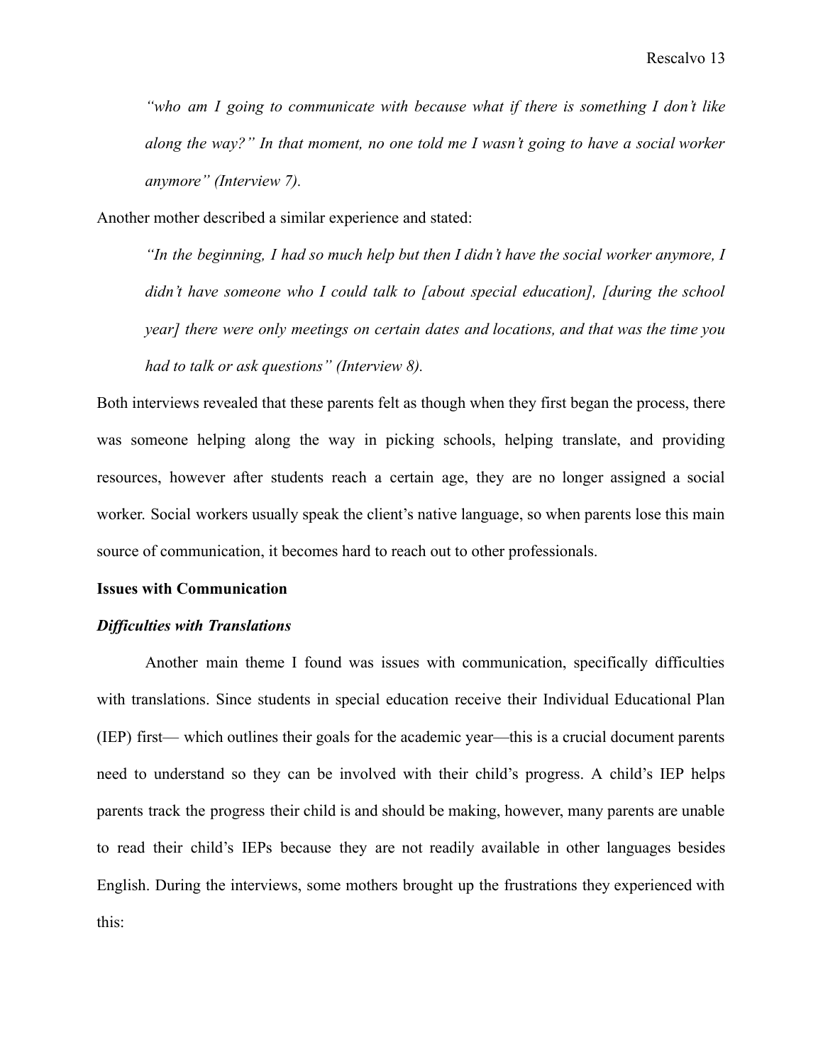*"who am I going to communicate with because what if there is something I don't like along the way?" In that moment, no one told me I wasn't going to have a social worker anymore" (Interview 7).*

Another mother described a similar experience and stated:

> *"In the beginning, I had so much help but then I didn't have the social worker anymore, I didn't have someone who I could talk to [about special education], [during the school year] there were only meetings on certain dates and locations, and that was the time you had to talk or ask questions" (Interview 8).*

Both interviews revealed that these parents felt as though when they first began the process, there was someone helping along the way in picking schools, helping translate, and providing resources, however after students reach a certain age, they are no longer assigned a social worker. Social workers usually speak the client's native language, so when parents lose this main source of communication, it becomes hard to reach out to other professionals.

**Issues with Communication**

***Difficulties with Translations***

Another main theme I found was issues with communication, specifically difficulties with translations. Since students in special education receive their Individual Educational Plan (IEP) first— which outlines their goals for the academic year—this is a crucial document parents need to understand so they can be involved with their child's progress. A child's IEP helps parents track the progress their child is and should be making, however, many parents are unable to read their child's IEPs because they are not readily available in other languages besides English. During the interviews, some mothers brought up the frustrations they experienced with this: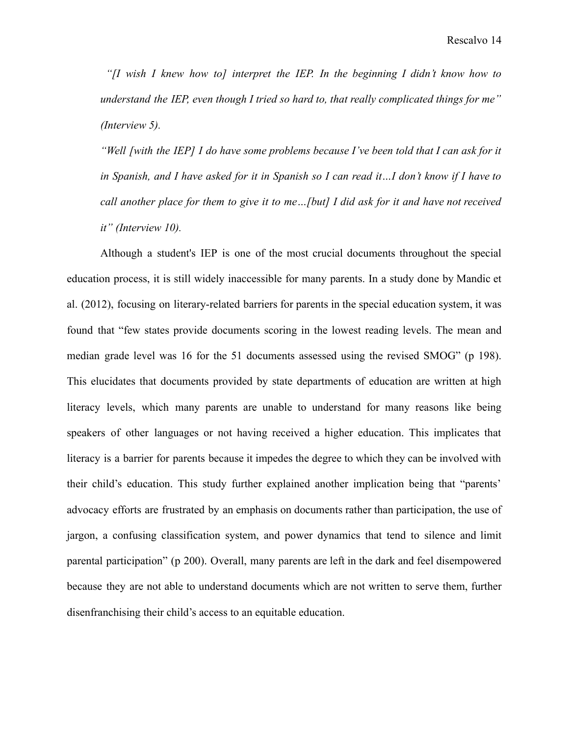*"[I wish I knew how to] interpret the IEP. In the beginning I didn't know how to understand the IEP, even though I tried so hard to, that really complicated things for me" (Interview 5).*

*"Well [with the IEP] I do have some problems because I've been told that I can ask for it in Spanish, and I have asked for it in Spanish so I can read it…I don't know if I have to call another place for them to give it to me…[but] I did ask for it and have not received it" (Interview 10).*

Although a student's IEP is one of the most crucial documents throughout the special education process, it is still widely inaccessible for many parents. In a study done by Mandic et al. (2012), focusing on literary-related barriers for parents in the special education system, it was found that "few states provide documents scoring in the lowest reading levels. The mean and median grade level was 16 for the 51 documents assessed using the revised SMOG" (p 198). This elucidates that documents provided by state departments of education are written at high literacy levels, which many parents are unable to understand for many reasons like being speakers of other languages or not having received a higher education. This implicates that literacy is a barrier for parents because it impedes the degree to which they can be involved with their child's education. This study further explained another implication being that "parents' advocacy efforts are frustrated by an emphasis on documents rather than participation, the use of jargon, a confusing classification system, and power dynamics that tend to silence and limit parental participation" (p 200). Overall, many parents are left in the dark and feel disempowered because they are not able to understand documents which are not written to serve them, further disenfranchising their child's access to an equitable education.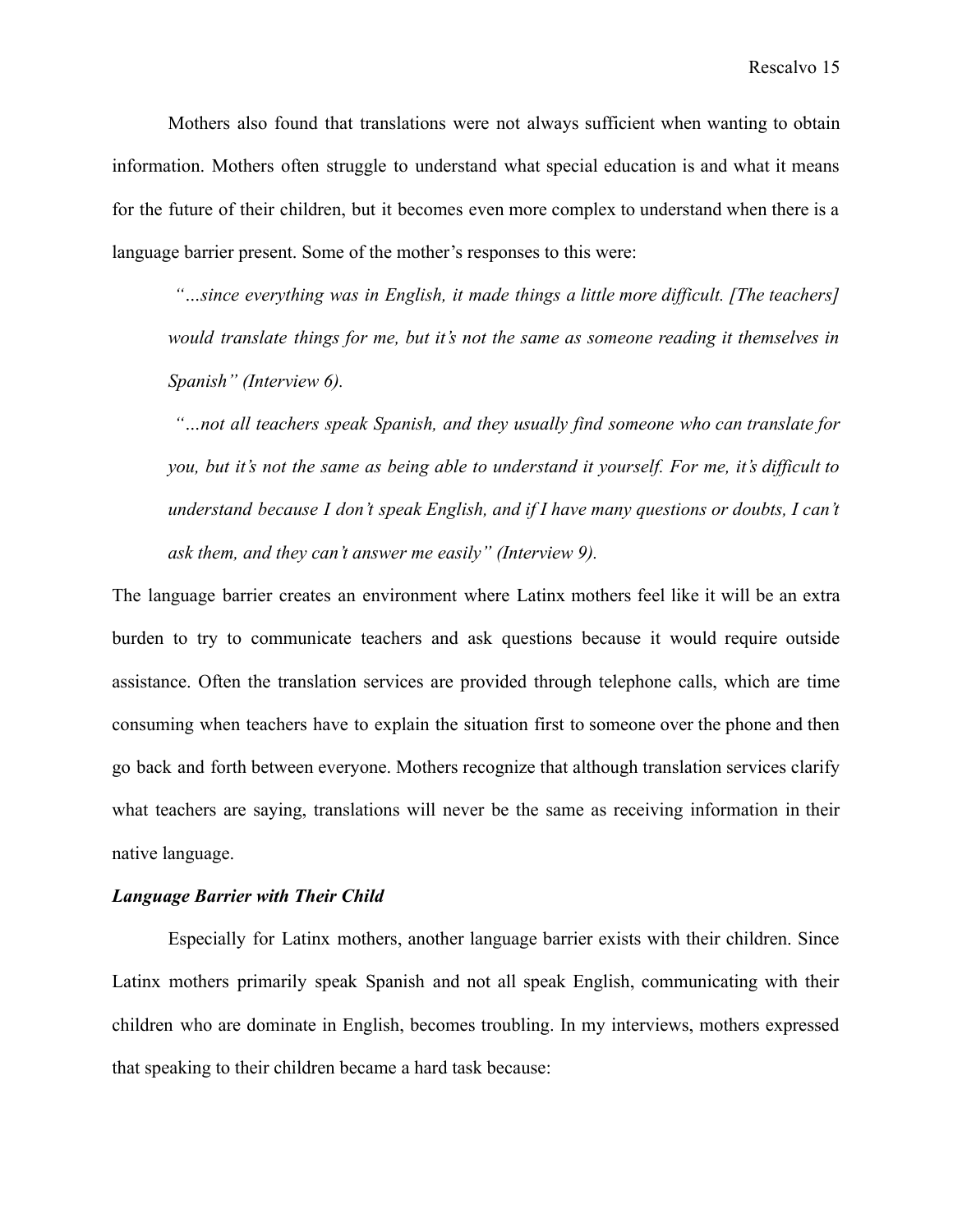Mothers also found that translations were not always sufficient when wanting to obtain information. Mothers often struggle to understand what special education is and what it means for the future of their children, but it becomes even more complex to understand when there is a language barrier present. Some of the mother's responses to this were:

> *"…since everything was in English, it made things a little more difficult. [The teachers] would translate things for me, but it's not the same as someone reading it themselves in Spanish" (Interview 6).*
>
> *"…not all teachers speak Spanish, and they usually find someone who can translate for you, but it's not the same as being able to understand it yourself. For me, it's difficult to understand because I don't speak English, and if I have many questions or doubts, I can't ask them, and they can't answer me easily" (Interview 9).*

The language barrier creates an environment where Latinx mothers feel like it will be an extra burden to try to communicate teachers and ask questions because it would require outside assistance. Often the translation services are provided through telephone calls, which are time consuming when teachers have to explain the situation first to someone over the phone and then go back and forth between everyone. Mothers recognize that although translation services clarify what teachers are saying, translations will never be the same as receiving information in their native language.

### *Language Barrier with Their Child*

Especially for Latinx mothers, another language barrier exists with their children. Since Latinx mothers primarily speak Spanish and not all speak English, communicating with their children who are dominate in English, becomes troubling. In my interviews, mothers expressed that speaking to their children became a hard task because: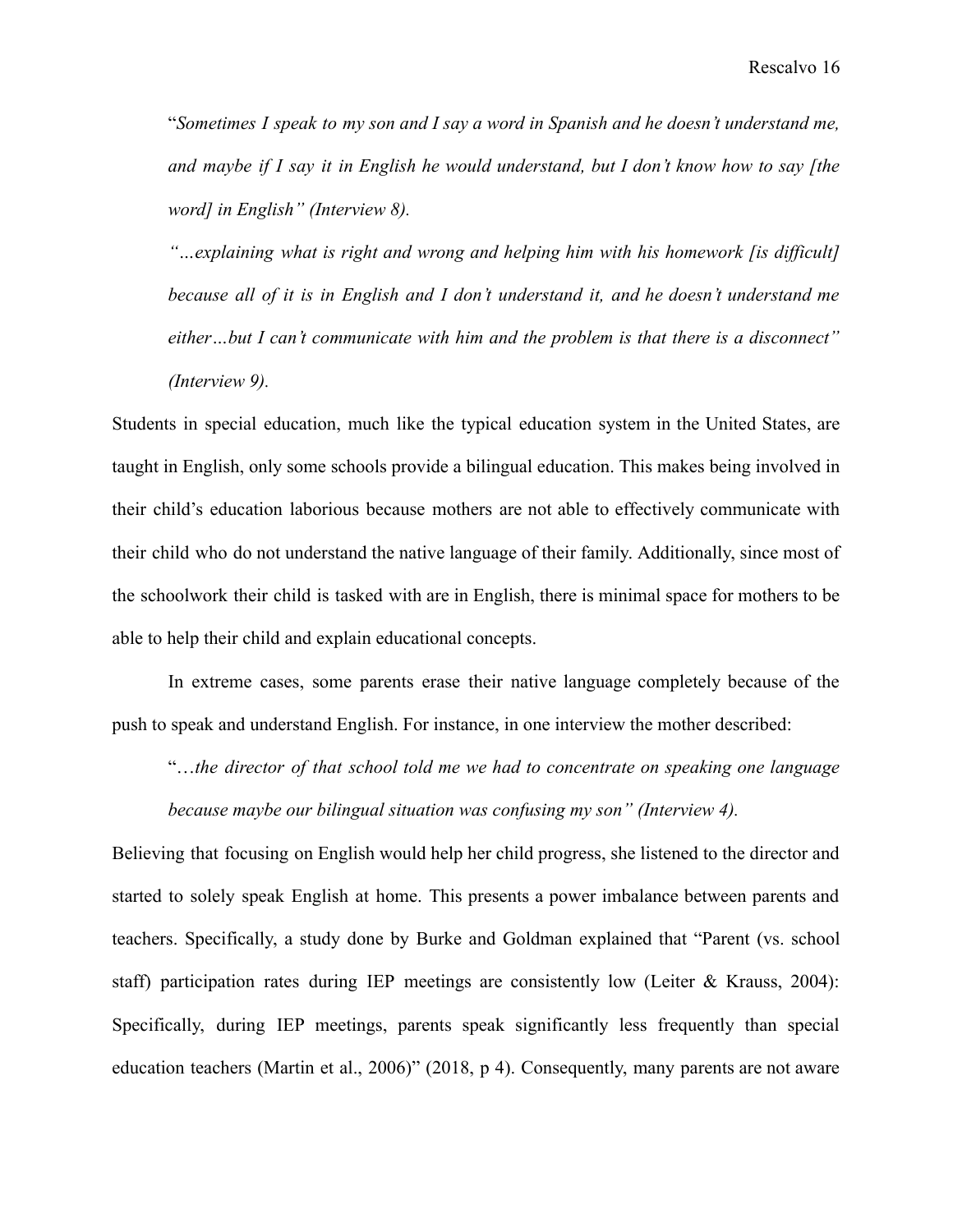> "*Sometimes I speak to my son and I say a word in Spanish and he doesn't understand me, and maybe if I say it in English he would understand, but I don't know how to say [the word] in English" (Interview 8).*
>
> *"…explaining what is right and wrong and helping him with his homework [is difficult] because all of it is in English and I don't understand it, and he doesn't understand me either…but I can't communicate with him and the problem is that there is a disconnect" (Interview 9).*

Students in special education, much like the typical education system in the United States, are taught in English, only some schools provide a bilingual education. This makes being involved in their child's education laborious because mothers are not able to effectively communicate with their child who do not understand the native language of their family. Additionally, since most of the schoolwork their child is tasked with are in English, there is minimal space for mothers to be able to help their child and explain educational concepts.

In extreme cases, some parents erase their native language completely because of the push to speak and understand English. For instance, in one interview the mother described:

> "…*the director of that school told me we had to concentrate on speaking one language because maybe our bilingual situation was confusing my son" (Interview 4).*

Believing that focusing on English would help her child progress, she listened to the director and started to solely speak English at home. This presents a power imbalance between parents and teachers. Specifically, a study done by Burke and Goldman explained that "Parent (vs. school staff) participation rates during IEP meetings are consistently low (Leiter & Krauss, 2004): Specifically, during IEP meetings, parents speak significantly less frequently than special education teachers (Martin et al., 2006)" (2018, p 4). Consequently, many parents are not aware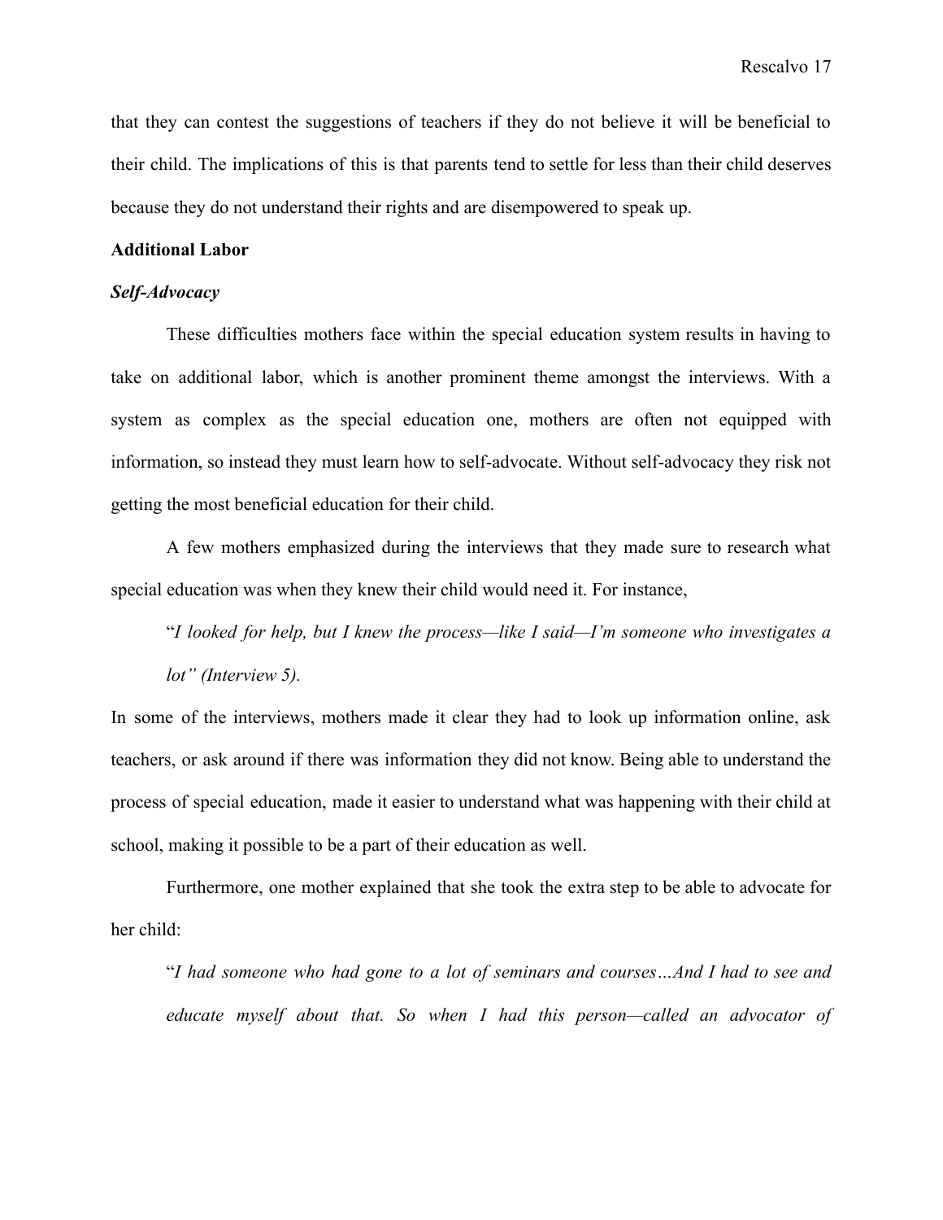that they can contest the suggestions of teachers if they do not believe it will be beneficial to their child. The implications of this is that parents tend to settle for less than their child deserves because they do not understand their rights and are disempowered to speak up.

**Additional Labor**

***Self-Advocacy***

These difficulties mothers face within the special education system results in having to take on additional labor, which is another prominent theme amongst the interviews. With a system as complex as the special education one, mothers are often not equipped with information, so instead they must learn how to self-advocate. Without self-advocacy they risk not getting the most beneficial education for their child.

A few mothers emphasized during the interviews that they made sure to research what special education was when they knew their child would need it. For instance,

> "*I looked for help, but I knew the process—like I said—I'm someone who investigates a lot" (Interview 5).*

In some of the interviews, mothers made it clear they had to look up information online, ask teachers, or ask around if there was information they did not know. Being able to understand the process of special education, made it easier to understand what was happening with their child at school, making it possible to be a part of their education as well.

Furthermore, one mother explained that she took the extra step to be able to advocate for her child:

> "*I had someone who had gone to a lot of seminars and courses…And I had to see and educate myself about that. So when I had this person—called an advocator of*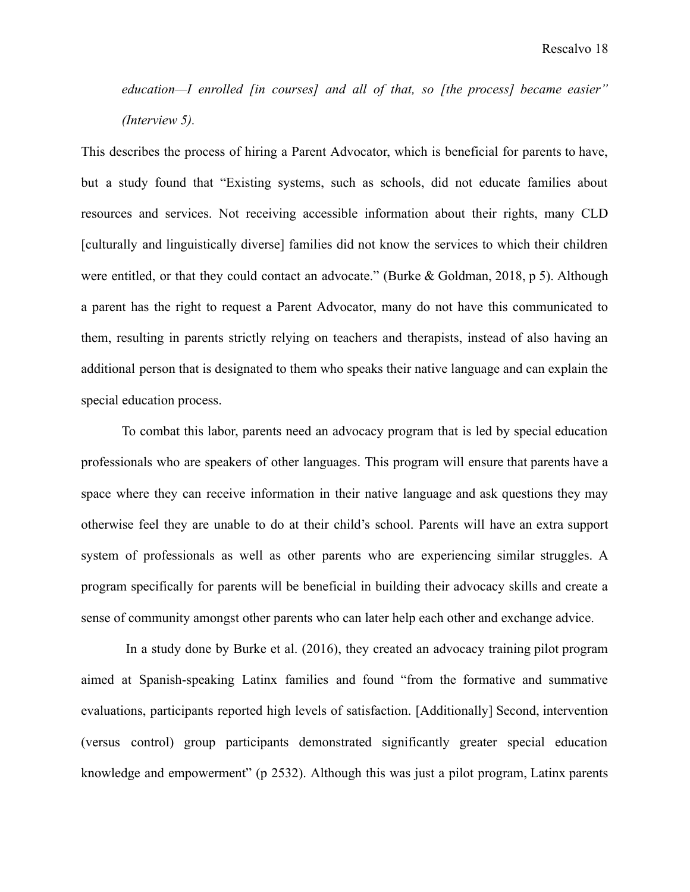*education—I enrolled [in courses] and all of that, so [the process] became easier" (Interview 5).*

This describes the process of hiring a Parent Advocator, which is beneficial for parents to have, but a study found that "Existing systems, such as schools, did not educate families about resources and services. Not receiving accessible information about their rights, many CLD [culturally and linguistically diverse] families did not know the services to which their children were entitled, or that they could contact an advocate." (Burke & Goldman, 2018, p 5). Although a parent has the right to request a Parent Advocator, many do not have this communicated to them, resulting in parents strictly relying on teachers and therapists, instead of also having an additional person that is designated to them who speaks their native language and can explain the special education process.

To combat this labor, parents need an advocacy program that is led by special education professionals who are speakers of other languages. This program will ensure that parents have a space where they can receive information in their native language and ask questions they may otherwise feel they are unable to do at their child's school. Parents will have an extra support system of professionals as well as other parents who are experiencing similar struggles. A program specifically for parents will be beneficial in building their advocacy skills and create a sense of community amongst other parents who can later help each other and exchange advice.

In a study done by Burke et al. (2016), they created an advocacy training pilot program aimed at Spanish-speaking Latinx families and found "from the formative and summative evaluations, participants reported high levels of satisfaction. [Additionally] Second, intervention (versus control) group participants demonstrated significantly greater special education knowledge and empowerment" (p 2532). Although this was just a pilot program, Latinx parents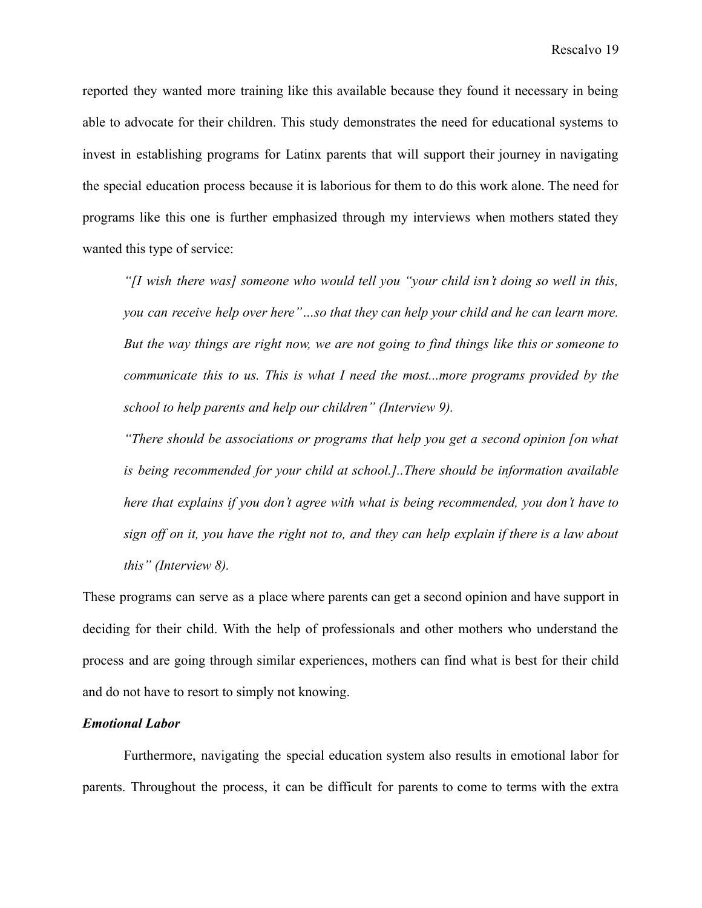reported they wanted more training like this available because they found it necessary in being able to advocate for their children. This study demonstrates the need for educational systems to invest in establishing programs for Latinx parents that will support their journey in navigating the special education process because it is laborious for them to do this work alone. The need for programs like this one is further emphasized through my interviews when mothers stated they wanted this type of service:

> *"[I wish there was] someone who would tell you "your child isn't doing so well in this, you can receive help over here"…so that they can help your child and he can learn more. But the way things are right now, we are not going to find things like this or someone to communicate this to us. This is what I need the most...more programs provided by the school to help parents and help our children" (Interview 9).*
>
> *"There should be associations or programs that help you get a second opinion [on what is being recommended for your child at school.]..There should be information available here that explains if you don't agree with what is being recommended, you don't have to sign off on it, you have the right not to, and they can help explain if there is a law about this" (Interview 8).*

These programs can serve as a place where parents can get a second opinion and have support in deciding for their child. With the help of professionals and other mothers who understand the process and are going through similar experiences, mothers can find what is best for their child and do not have to resort to simply not knowing.

### *Emotional Labor*

Furthermore, navigating the special education system also results in emotional labor for parents. Throughout the process, it can be difficult for parents to come to terms with the extra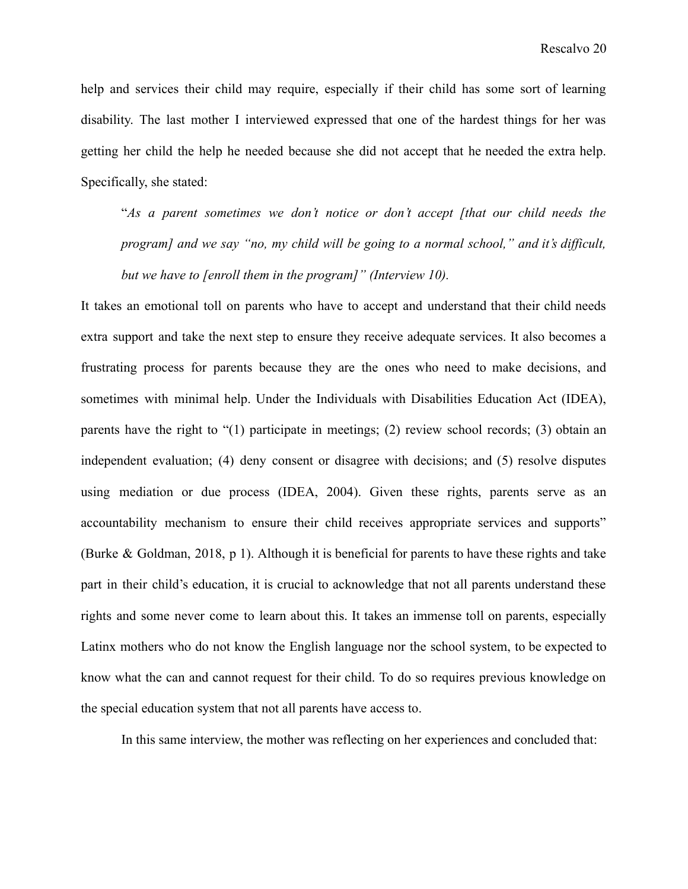help and services their child may require, especially if their child has some sort of learning disability. The last mother I interviewed expressed that one of the hardest things for her was getting her child the help he needed because she did not accept that he needed the extra help. Specifically, she stated:

> "*As a parent sometimes we don't notice or don't accept [that our child needs the program] and we say "no, my child will be going to a normal school," and it's difficult, but we have to [enroll them in the program]" (Interview 10).*

It takes an emotional toll on parents who have to accept and understand that their child needs extra support and take the next step to ensure they receive adequate services. It also becomes a frustrating process for parents because they are the ones who need to make decisions, and sometimes with minimal help. Under the Individuals with Disabilities Education Act (IDEA), parents have the right to "(1) participate in meetings; (2) review school records; (3) obtain an independent evaluation; (4) deny consent or disagree with decisions; and (5) resolve disputes using mediation or due process (IDEA, 2004). Given these rights, parents serve as an accountability mechanism to ensure their child receives appropriate services and supports" (Burke & Goldman, 2018, p 1). Although it is beneficial for parents to have these rights and take part in their child's education, it is crucial to acknowledge that not all parents understand these rights and some never come to learn about this. It takes an immense toll on parents, especially Latinx mothers who do not know the English language nor the school system, to be expected to know what the can and cannot request for their child. To do so requires previous knowledge on the special education system that not all parents have access to.

In this same interview, the mother was reflecting on her experiences and concluded that: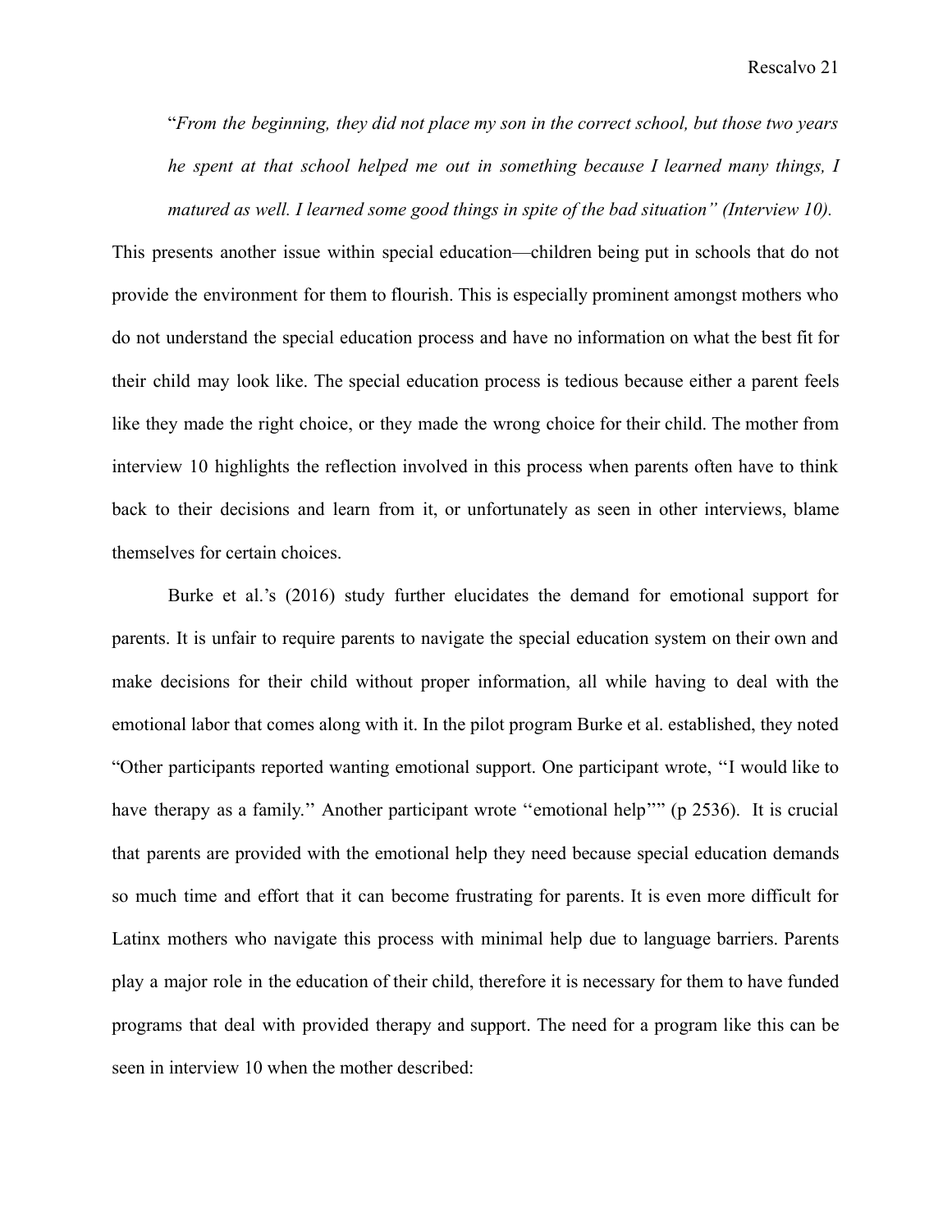> "*From the beginning, they did not place my son in the correct school, but those two years he spent at that school helped me out in something because I learned many things, I matured as well. I learned some good things in spite of the bad situation" (Interview 10).*

This presents another issue within special education—children being put in schools that do not provide the environment for them to flourish. This is especially prominent amongst mothers who do not understand the special education process and have no information on what the best fit for their child may look like. The special education process is tedious because either a parent feels like they made the right choice, or they made the wrong choice for their child. The mother from interview 10 highlights the reflection involved in this process when parents often have to think back to their decisions and learn from it, or unfortunately as seen in other interviews, blame themselves for certain choices.

Burke et al.'s (2016) study further elucidates the demand for emotional support for parents. It is unfair to require parents to navigate the special education system on their own and make decisions for their child without proper information, all while having to deal with the emotional labor that comes along with it. In the pilot program Burke et al. established, they noted "Other participants reported wanting emotional support. One participant wrote, ''I would like to have therapy as a family.'' Another participant wrote ''emotional help''" (p 2536). It is crucial that parents are provided with the emotional help they need because special education demands so much time and effort that it can become frustrating for parents. It is even more difficult for Latinx mothers who navigate this process with minimal help due to language barriers. Parents play a major role in the education of their child, therefore it is necessary for them to have funded programs that deal with provided therapy and support. The need for a program like this can be seen in interview 10 when the mother described: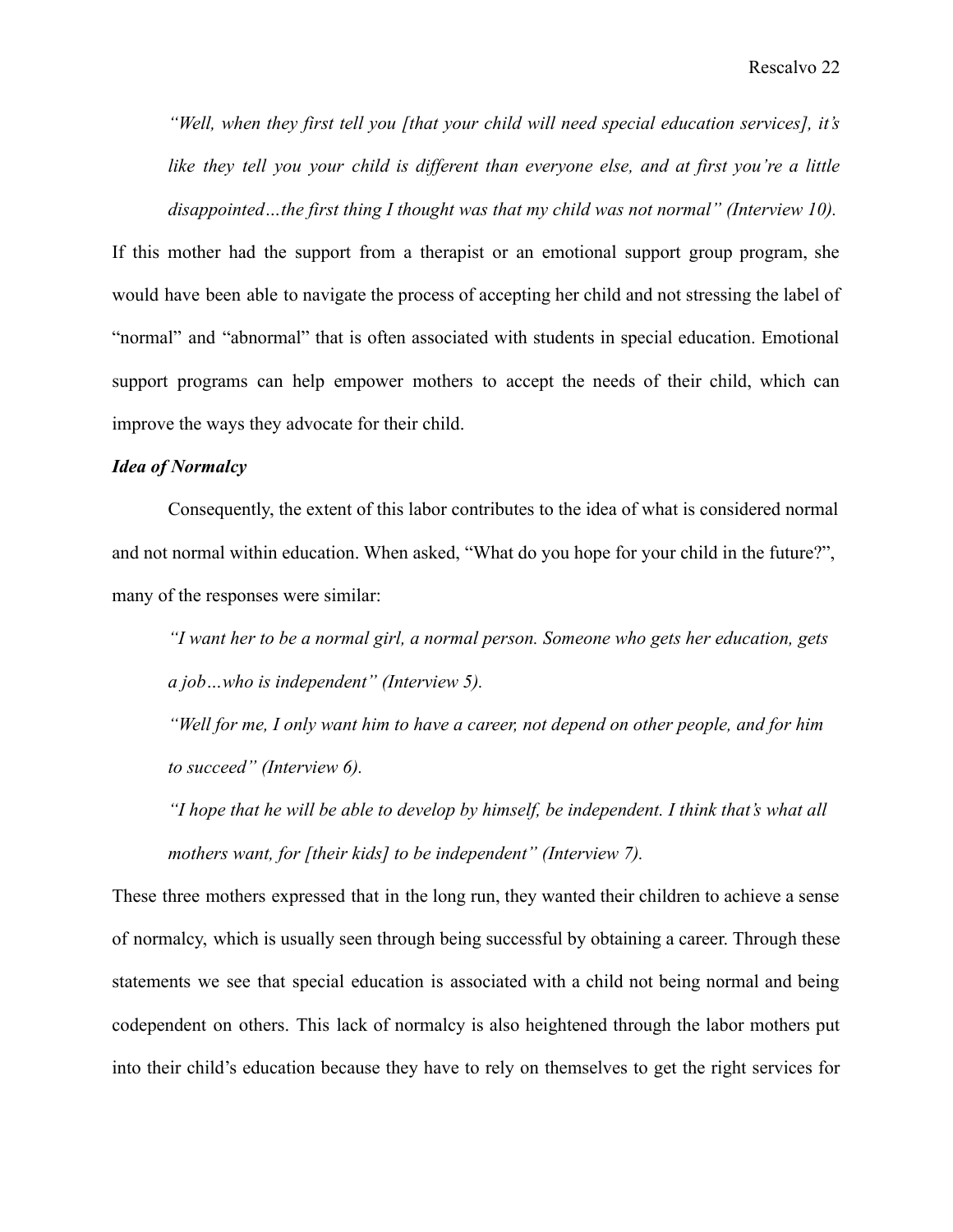*"Well, when they first tell you [that your child will need special education services], it's like they tell you your child is different than everyone else, and at first you're a little disappointed…the first thing I thought was that my child was not normal" (Interview 10).*

If this mother had the support from a therapist or an emotional support group program, she would have been able to navigate the process of accepting her child and not stressing the label of "normal" and "abnormal" that is often associated with students in special education. Emotional support programs can help empower mothers to accept the needs of their child, which can improve the ways they advocate for their child.

***Idea of Normalcy***

Consequently, the extent of this labor contributes to the idea of what is considered normal and not normal within education. When asked, "What do you hope for your child in the future?", many of the responses were similar:

*"I want her to be a normal girl, a normal person. Someone who gets her education, gets a job…who is independent" (Interview 5).*

*"Well for me, I only want him to have a career, not depend on other people, and for him to succeed" (Interview 6).*

*"I hope that he will be able to develop by himself, be independent. I think that's what all mothers want, for [their kids] to be independent" (Interview 7).*

These three mothers expressed that in the long run, they wanted their children to achieve a sense of normalcy, which is usually seen through being successful by obtaining a career. Through these statements we see that special education is associated with a child not being normal and being codependent on others. This lack of normalcy is also heightened through the labor mothers put into their child's education because they have to rely on themselves to get the right services for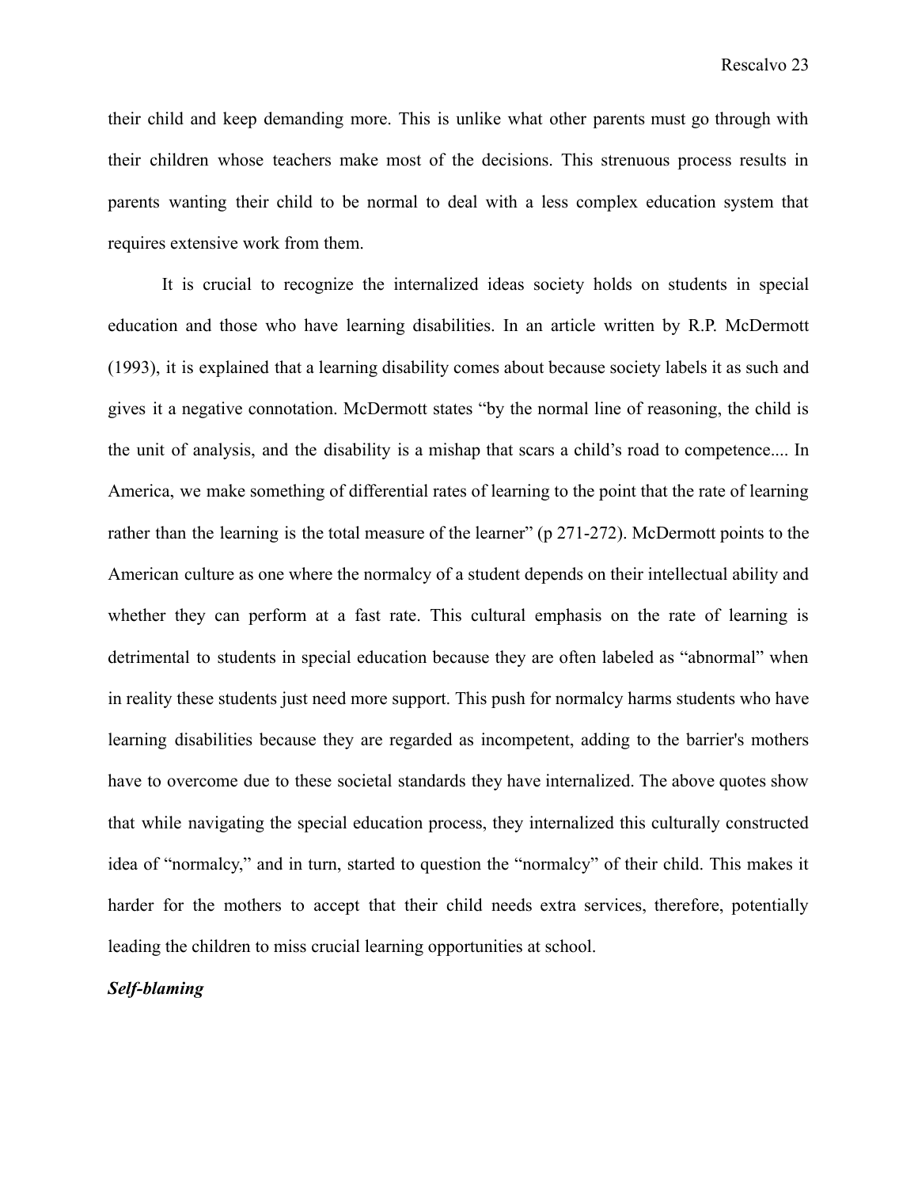their child and keep demanding more. This is unlike what other parents must go through with their children whose teachers make most of the decisions. This strenuous process results in parents wanting their child to be normal to deal with a less complex education system that requires extensive work from them.

It is crucial to recognize the internalized ideas society holds on students in special education and those who have learning disabilities. In an article written by R.P. McDermott (1993), it is explained that a learning disability comes about because society labels it as such and gives it a negative connotation. McDermott states "by the normal line of reasoning, the child is the unit of analysis, and the disability is a mishap that scars a child's road to competence.... In America, we make something of differential rates of learning to the point that the rate of learning rather than the learning is the total measure of the learner" (p 271-272). McDermott points to the American culture as one where the normalcy of a student depends on their intellectual ability and whether they can perform at a fast rate. This cultural emphasis on the rate of learning is detrimental to students in special education because they are often labeled as "abnormal" when in reality these students just need more support. This push for normalcy harms students who have learning disabilities because they are regarded as incompetent, adding to the barrier's mothers have to overcome due to these societal standards they have internalized. The above quotes show that while navigating the special education process, they internalized this culturally constructed idea of "normalcy," and in turn, started to question the "normalcy" of their child. This makes it harder for the mothers to accept that their child needs extra services, therefore, potentially leading the children to miss crucial learning opportunities at school.

***Self-blaming***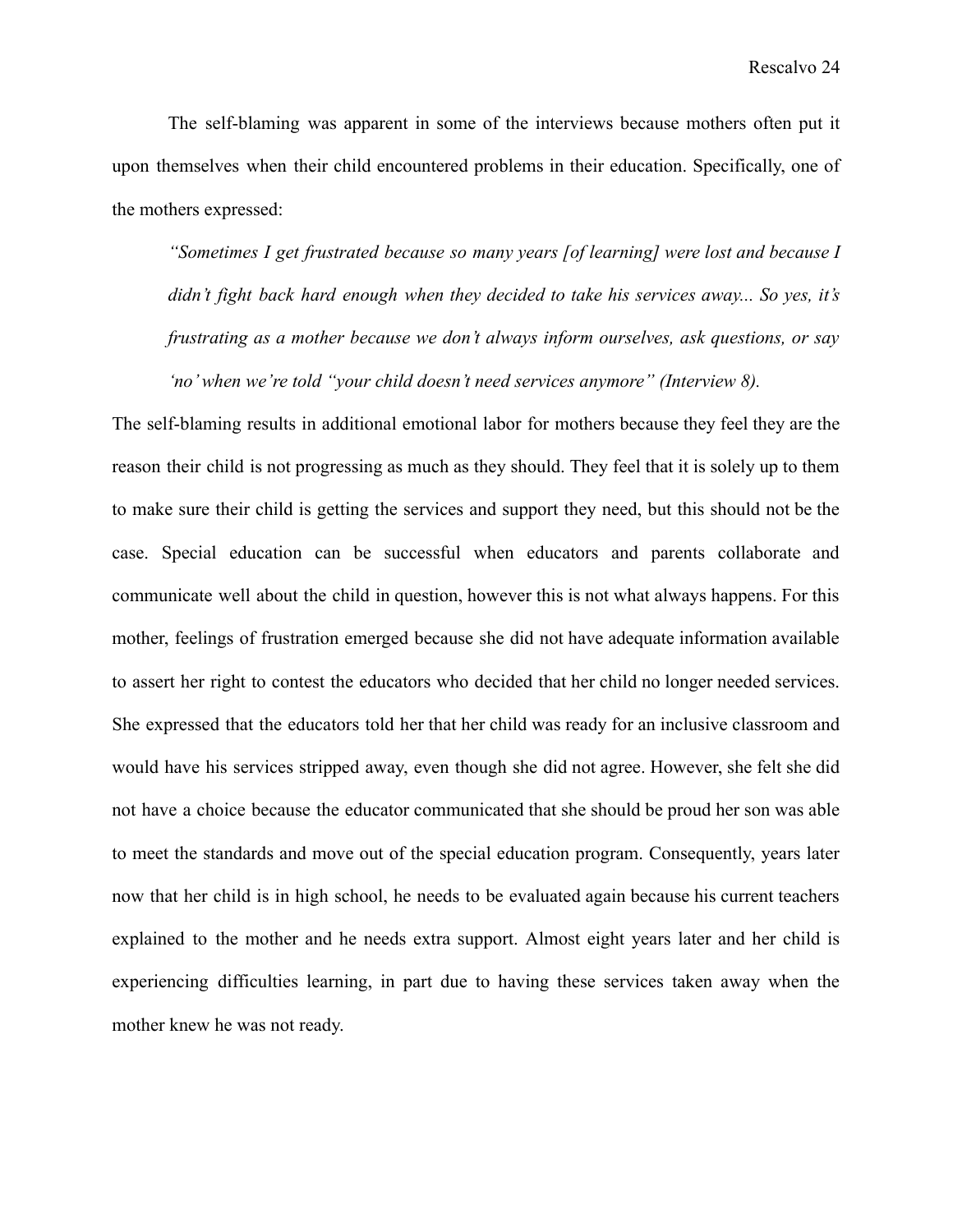The self-blaming was apparent in some of the interviews because mothers often put it upon themselves when their child encountered problems in their education. Specifically, one of the mothers expressed:

> *"Sometimes I get frustrated because so many years [of learning] were lost and because I didn't fight back hard enough when they decided to take his services away... So yes, it's frustrating as a mother because we don't always inform ourselves, ask questions, or say 'no' when we're told "your child doesn't need services anymore" (Interview 8).*

The self-blaming results in additional emotional labor for mothers because they feel they are the reason their child is not progressing as much as they should. They feel that it is solely up to them to make sure their child is getting the services and support they need, but this should not be the case. Special education can be successful when educators and parents collaborate and communicate well about the child in question, however this is not what always happens. For this mother, feelings of frustration emerged because she did not have adequate information available to assert her right to contest the educators who decided that her child no longer needed services. She expressed that the educators told her that her child was ready for an inclusive classroom and would have his services stripped away, even though she did not agree. However, she felt she did not have a choice because the educator communicated that she should be proud her son was able to meet the standards and move out of the special education program. Consequently, years later now that her child is in high school, he needs to be evaluated again because his current teachers explained to the mother and he needs extra support. Almost eight years later and her child is experiencing difficulties learning, in part due to having these services taken away when the mother knew he was not ready.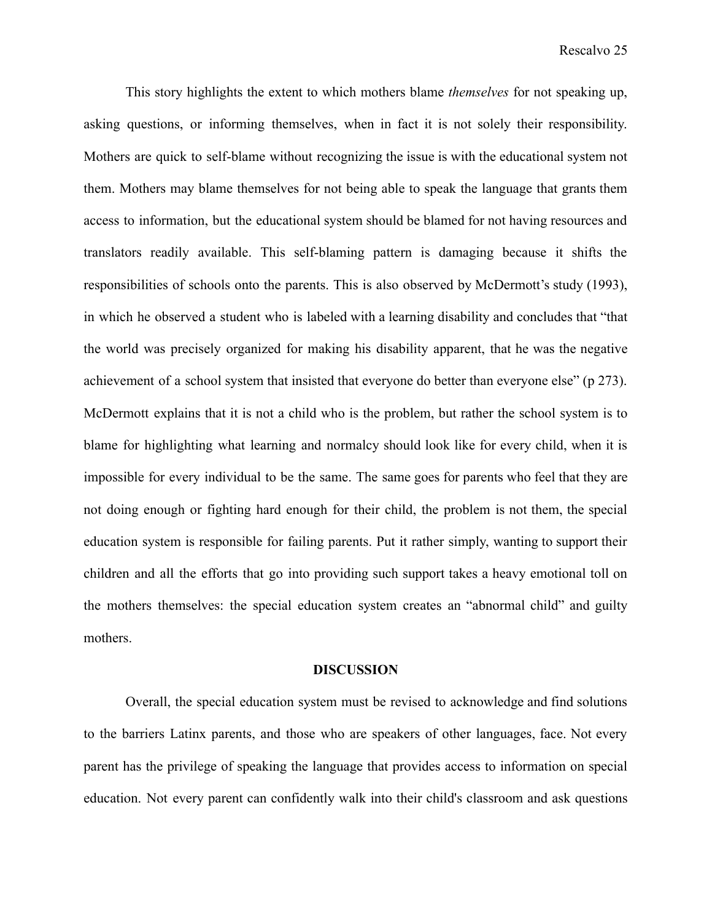This story highlights the extent to which mothers blame *themselves* for not speaking up, asking questions, or informing themselves, when in fact it is not solely their responsibility. Mothers are quick to self-blame without recognizing the issue is with the educational system not them. Mothers may blame themselves for not being able to speak the language that grants them access to information, but the educational system should be blamed for not having resources and translators readily available. This self-blaming pattern is damaging because it shifts the responsibilities of schools onto the parents. This is also observed by McDermott's study (1993), in which he observed a student who is labeled with a learning disability and concludes that "that the world was precisely organized for making his disability apparent, that he was the negative achievement of a school system that insisted that everyone do better than everyone else" (p 273). McDermott explains that it is not a child who is the problem, but rather the school system is to blame for highlighting what learning and normalcy should look like for every child, when it is impossible for every individual to be the same. The same goes for parents who feel that they are not doing enough or fighting hard enough for their child, the problem is not them, the special education system is responsible for failing parents. Put it rather simply, wanting to support their children and all the efforts that go into providing such support takes a heavy emotional toll on the mothers themselves: the special education system creates an "abnormal child" and guilty mothers.

## DISCUSSION

Overall, the special education system must be revised to acknowledge and find solutions to the barriers Latinx parents, and those who are speakers of other languages, face. Not every parent has the privilege of speaking the language that provides access to information on special education. Not every parent can confidently walk into their child's classroom and ask questions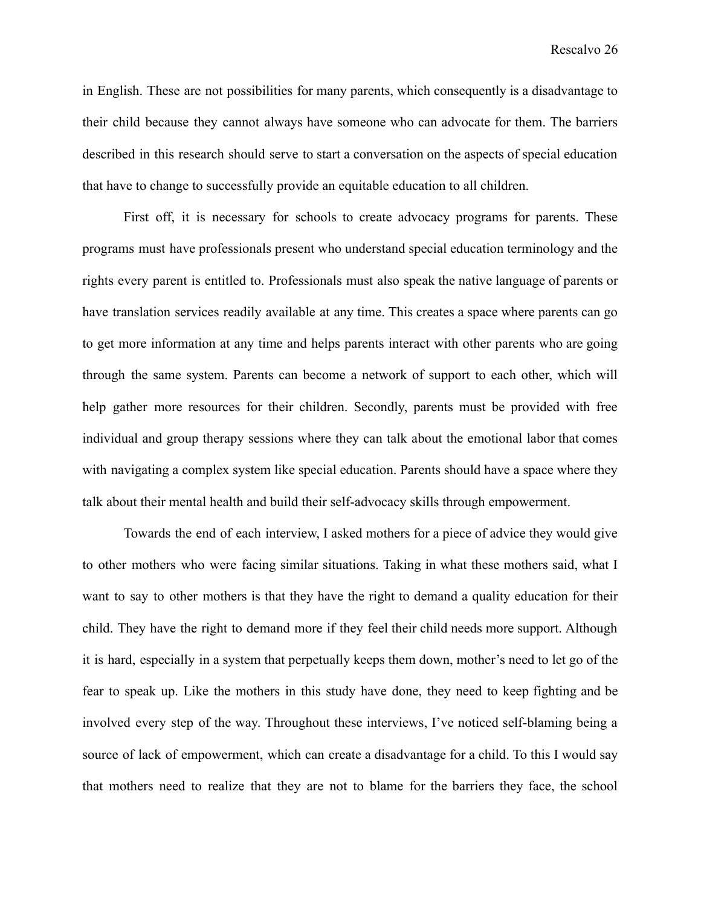in English. These are not possibilities for many parents, which consequently is a disadvantage to their child because they cannot always have someone who can advocate for them. The barriers described in this research should serve to start a conversation on the aspects of special education that have to change to successfully provide an equitable education to all children.

First off, it is necessary for schools to create advocacy programs for parents. These programs must have professionals present who understand special education terminology and the rights every parent is entitled to. Professionals must also speak the native language of parents or have translation services readily available at any time. This creates a space where parents can go to get more information at any time and helps parents interact with other parents who are going through the same system. Parents can become a network of support to each other, which will help gather more resources for their children. Secondly, parents must be provided with free individual and group therapy sessions where they can talk about the emotional labor that comes with navigating a complex system like special education. Parents should have a space where they talk about their mental health and build their self-advocacy skills through empowerment.

Towards the end of each interview, I asked mothers for a piece of advice they would give to other mothers who were facing similar situations. Taking in what these mothers said, what I want to say to other mothers is that they have the right to demand a quality education for their child. They have the right to demand more if they feel their child needs more support. Although it is hard, especially in a system that perpetually keeps them down, mother's need to let go of the fear to speak up. Like the mothers in this study have done, they need to keep fighting and be involved every step of the way. Throughout these interviews, I've noticed self-blaming being a source of lack of empowerment, which can create a disadvantage for a child. To this I would say that mothers need to realize that they are not to blame for the barriers they face, the school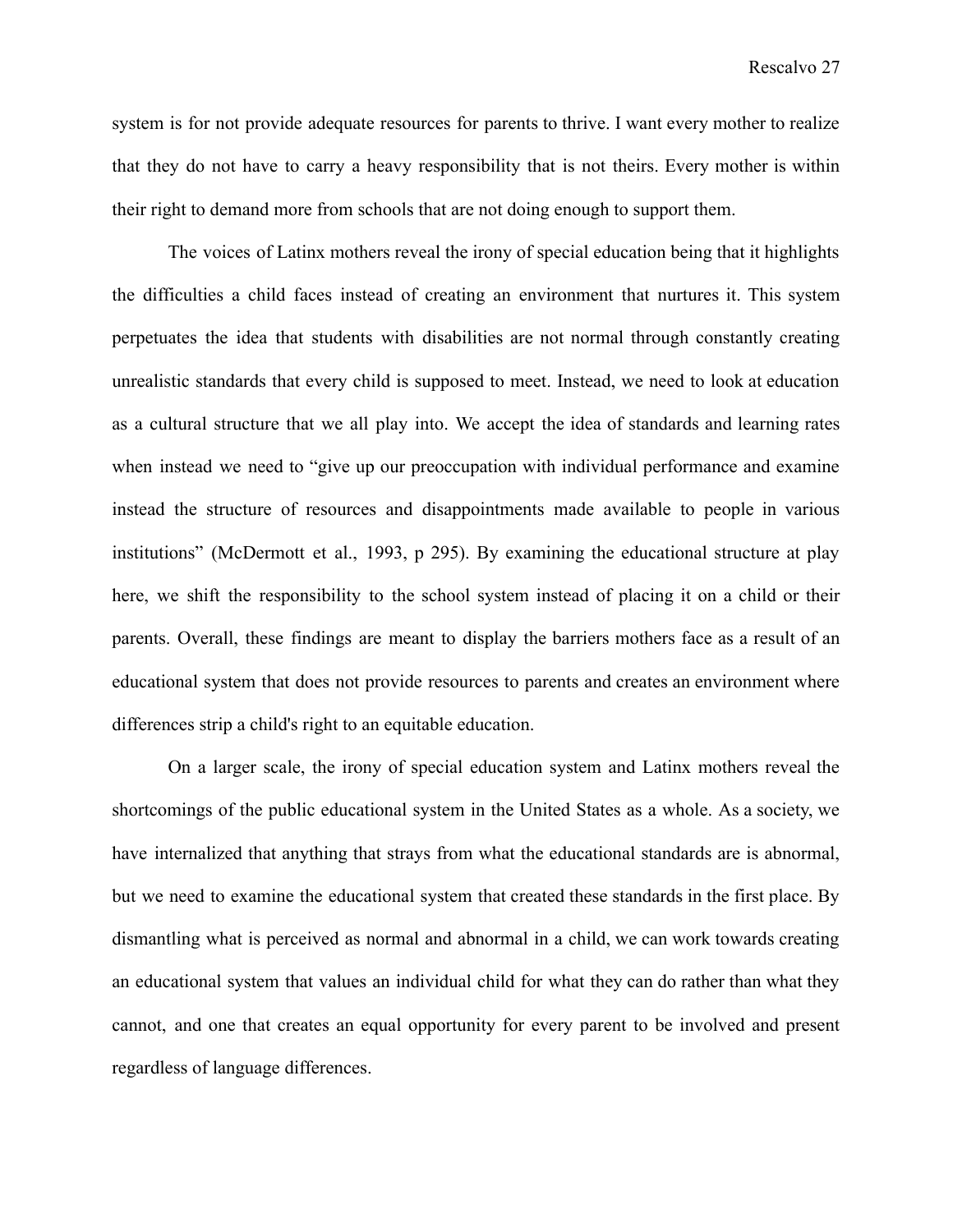system is for not provide adequate resources for parents to thrive. I want every mother to realize that they do not have to carry a heavy responsibility that is not theirs. Every mother is within their right to demand more from schools that are not doing enough to support them.

The voices of Latinx mothers reveal the irony of special education being that it highlights the difficulties a child faces instead of creating an environment that nurtures it. This system perpetuates the idea that students with disabilities are not normal through constantly creating unrealistic standards that every child is supposed to meet. Instead, we need to look at education as a cultural structure that we all play into. We accept the idea of standards and learning rates when instead we need to "give up our preoccupation with individual performance and examine instead the structure of resources and disappointments made available to people in various institutions" (McDermott et al., 1993, p 295). By examining the educational structure at play here, we shift the responsibility to the school system instead of placing it on a child or their parents. Overall, these findings are meant to display the barriers mothers face as a result of an educational system that does not provide resources to parents and creates an environment where differences strip a child's right to an equitable education.

On a larger scale, the irony of special education system and Latinx mothers reveal the shortcomings of the public educational system in the United States as a whole. As a society, we have internalized that anything that strays from what the educational standards are is abnormal, but we need to examine the educational system that created these standards in the first place. By dismantling what is perceived as normal and abnormal in a child, we can work towards creating an educational system that values an individual child for what they can do rather than what they cannot, and one that creates an equal opportunity for every parent to be involved and present regardless of language differences.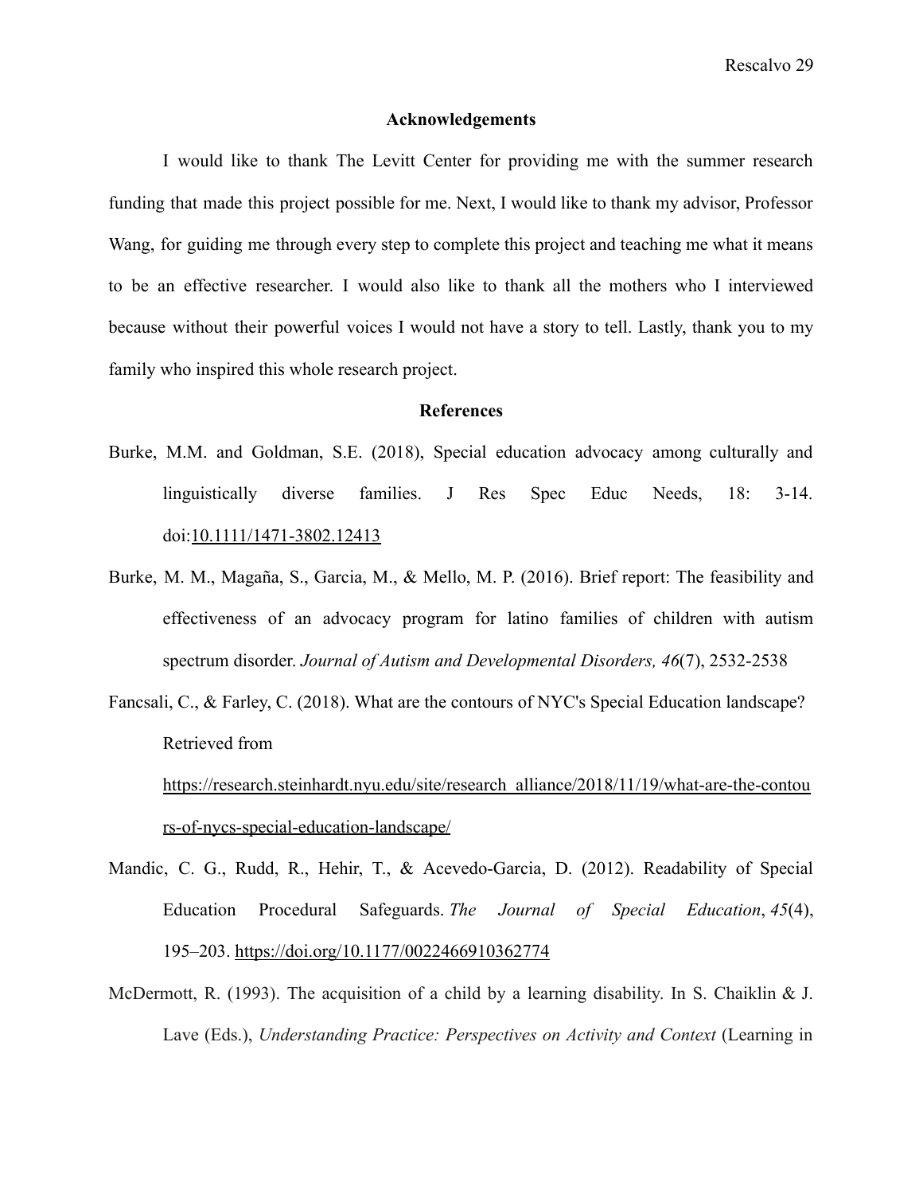## Acknowledgements

I would like to thank The Levitt Center for providing me with the summer research funding that made this project possible for me. Next, I would like to thank my advisor, Professor Wang, for guiding me through every step to complete this project and teaching me what it means to be an effective researcher. I would also like to thank all the mothers who I interviewed because without their powerful voices I would not have a story to tell. Lastly, thank you to my family who inspired this whole research project.

## References

Burke, M.M. and Goldman, S.E. (2018), Special education advocacy among culturally and linguistically diverse families. J Res Spec Educ Needs, 18: 3-14. doi:10.1111/1471-3802.12413

Burke, M. M., Magaña, S., Garcia, M., & Mello, M. P. (2016). Brief report: The feasibility and effectiveness of an advocacy program for latino families of children with autism spectrum disorder. *Journal of Autism and Developmental Disorders, 46*(7), 2532-2538

Fancsali, C., & Farley, C. (2018). What are the contours of NYC's Special Education landscape? Retrieved from https://research.steinhardt.nyu.edu/site/research_alliance/2018/11/19/what-are-the-contours-of-nycs-special-education-landscape/

Mandic, C. G., Rudd, R., Hehir, T., & Acevedo-Garcia, D. (2012). Readability of Special Education Procedural Safeguards. *The Journal of Special Education*, *45*(4), 195–203. https://doi.org/10.1177/0022466910362774

McDermott, R. (1993). The acquisition of a child by a learning disability. In S. Chaiklin & J. Lave (Eds.), *Understanding Practice: Perspectives on Activity and Context* (Learning in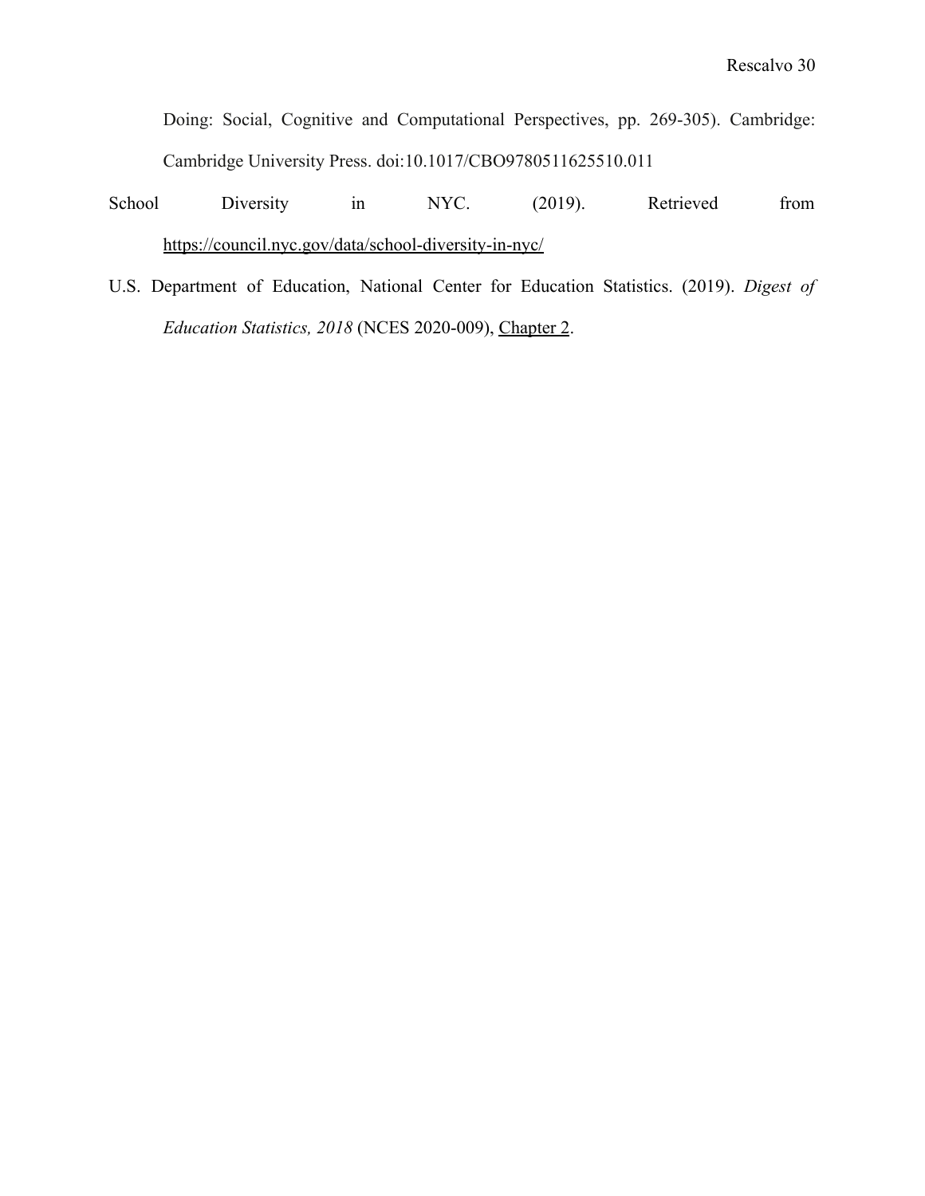Doing: Social, Cognitive and Computational Perspectives, pp. 269-305). Cambridge: Cambridge University Press. doi:10.1017/CBO9780511625510.011

School Diversity in NYC. (2019). Retrieved from https://council.nyc.gov/data/school-diversity-in-nyc/

U.S. Department of Education, National Center for Education Statistics. (2019). *Digest of Education Statistics, 2018* (NCES 2020-009), Chapter 2.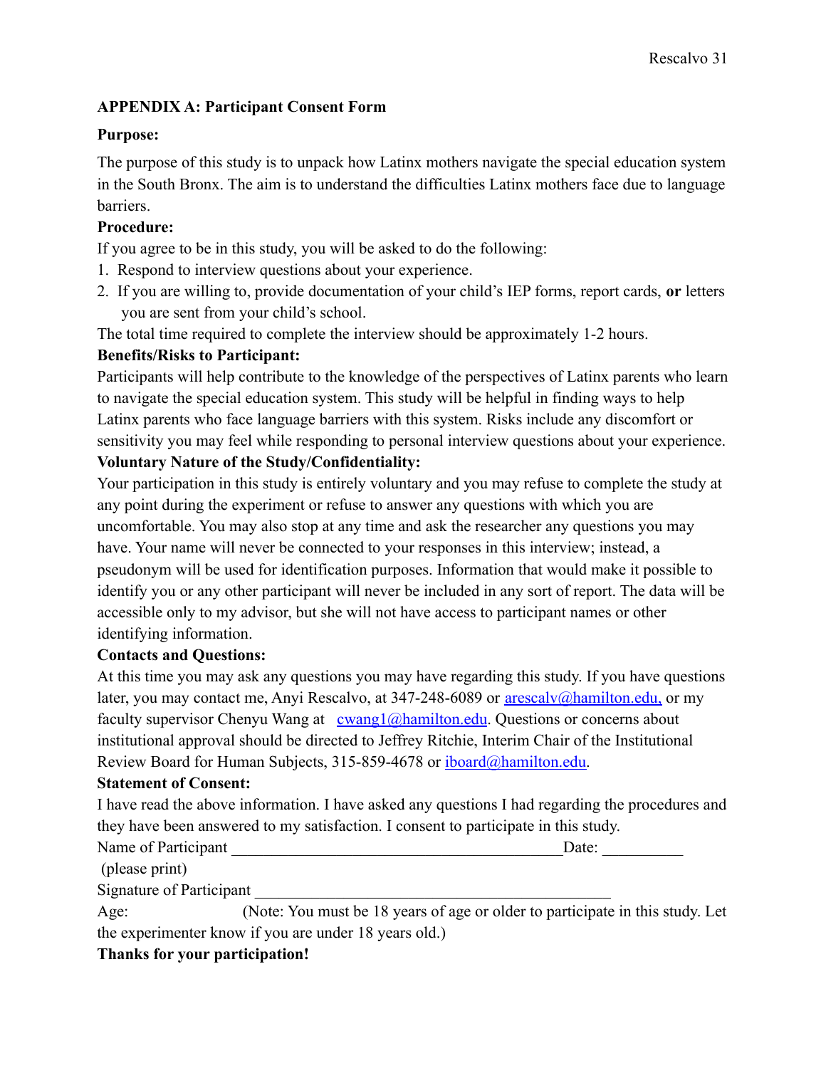## APPENDIX A: Participant Consent Form

**Purpose:**

The purpose of this study is to unpack how Latinx mothers navigate the special education system in the South Bronx. The aim is to understand the difficulties Latinx mothers face due to language barriers.

**Procedure:**

If you agree to be in this study, you will be asked to do the following:

1. Respond to interview questions about your experience.
2. If you are willing to, provide documentation of your child's IEP forms, report cards, **or** letters you are sent from your child's school.

The total time required to complete the interview should be approximately 1-2 hours.

**Benefits/Risks to Participant:**

Participants will help contribute to the knowledge of the perspectives of Latinx parents who learn to navigate the special education system. This study will be helpful in finding ways to help Latinx parents who face language barriers with this system. Risks include any discomfort or sensitivity you may feel while responding to personal interview questions about your experience.

**Voluntary Nature of the Study/Confidentiality:**

Your participation in this study is entirely voluntary and you may refuse to complete the study at any point during the experiment or refuse to answer any questions with which you are uncomfortable. You may also stop at any time and ask the researcher any questions you may have. Your name will never be connected to your responses in this interview; instead, a pseudonym will be used for identification purposes. Information that would make it possible to identify you or any other participant will never be included in any sort of report. The data will be accessible only to my advisor, but she will not have access to participant names or other identifying information.

**Contacts and Questions:**

At this time you may ask any questions you may have regarding this study. If you have questions later, you may contact me, Anyi Rescalvo, at 347-248-6089 or arescalv@hamilton.edu, or my faculty supervisor Chenyu Wang at cwang1@hamilton.edu. Questions or concerns about institutional approval should be directed to Jeffrey Ritchie, Interim Chair of the Institutional Review Board for Human Subjects, 315-859-4678 or iboard@hamilton.edu.

**Statement of Consent:**

I have read the above information. I have asked any questions I had regarding the procedures and they have been answered to my satisfaction. I consent to participate in this study.

Name of Participant ________________________________________Date: __________
(please print)

Signature of Participant ____________________________________________

Age: (Note: You must be 18 years of age or older to participate in this study. Let the experimenter know if you are under 18 years old.)

**Thanks for your participation!**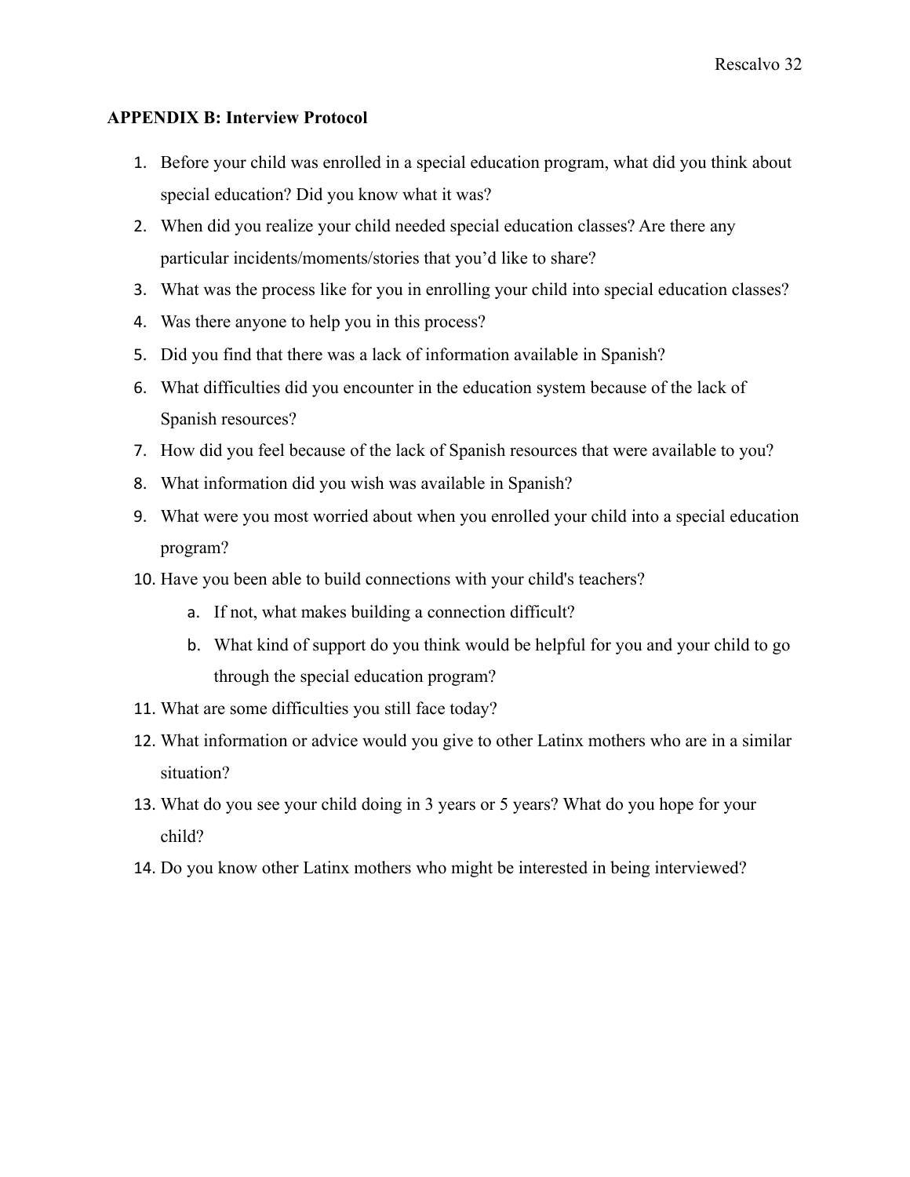**APPENDIX B: Interview Protocol**

1. Before your child was enrolled in a special education program, what did you think about special education? Did you know what it was?
2. When did you realize your child needed special education classes? Are there any particular incidents/moments/stories that you'd like to share?
3. What was the process like for you in enrolling your child into special education classes?
4. Was there anyone to help you in this process?
5. Did you find that there was a lack of information available in Spanish?
6. What difficulties did you encounter in the education system because of the lack of Spanish resources?
7. How did you feel because of the lack of Spanish resources that were available to you?
8. What information did you wish was available in Spanish?
9. What were you most worried about when you enrolled your child into a special education program?
10. Have you been able to build connections with your child's teachers?
    a. If not, what makes building a connection difficult?
    b. What kind of support do you think would be helpful for you and your child to go through the special education program?
11. What are some difficulties you still face today?
12. What information or advice would you give to other Latinx mothers who are in a similar situation?
13. What do you see your child doing in 3 years or 5 years? What do you hope for your child?
14. Do you know other Latinx mothers who might be interested in being interviewed?